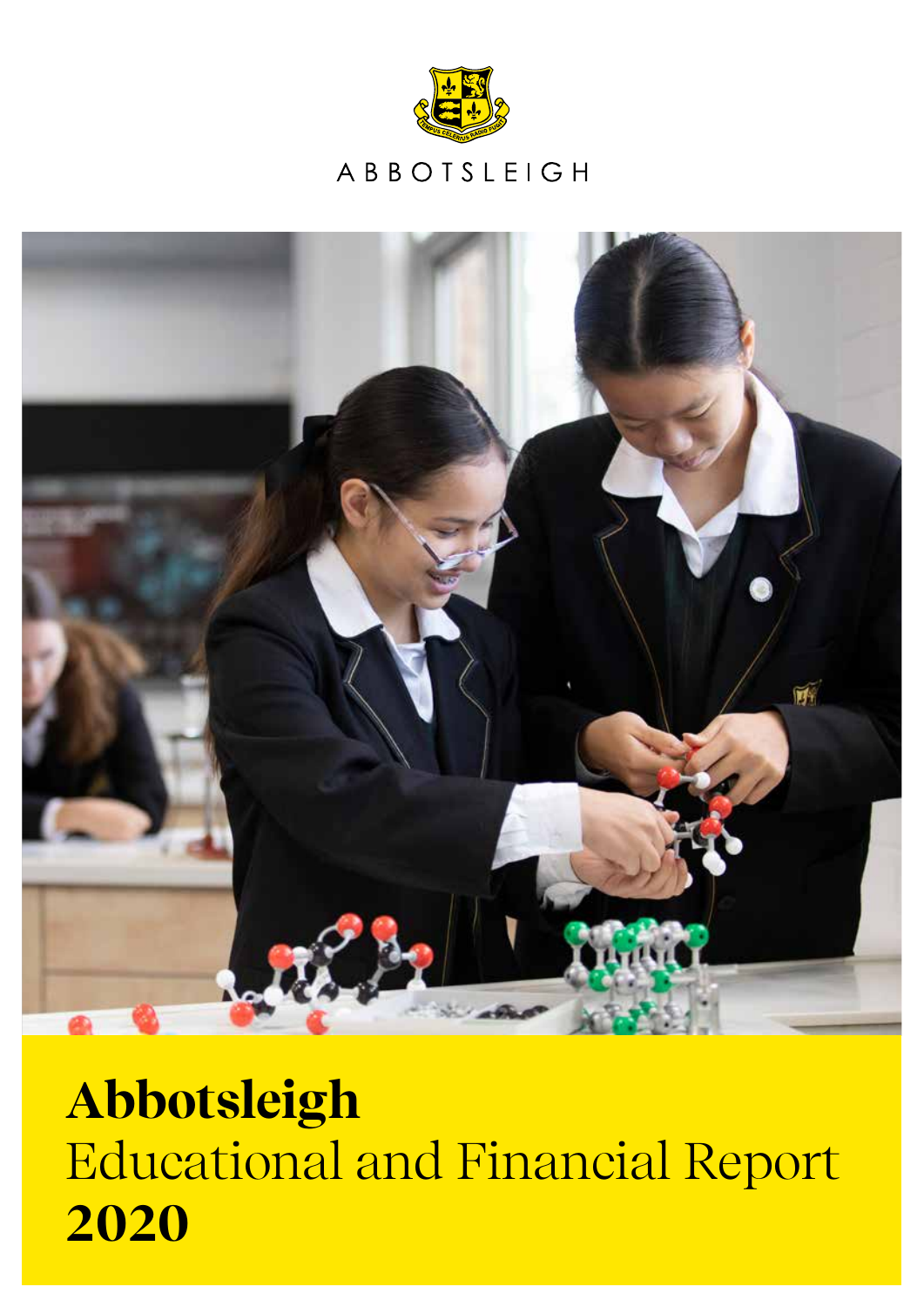ABBOTSLEIGH

# Abbotsleigh Educational and Financial Report 2020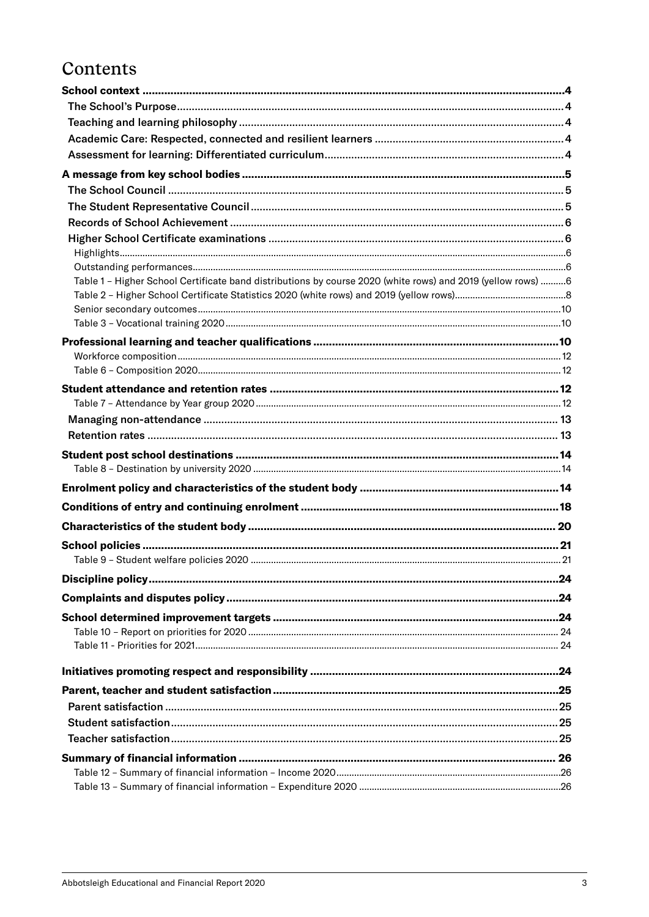# Contents

- **School context** ..... 4
  - The School's Purpose ..... 4
  - Teaching and learning philosophy ..... 4
  - Academic Care: Respected, connected and resilient learners ..... 4
  - Assessment for learning: Differentiated curriculum ..... 4
- **A message from key school bodies** ..... 5
  - The School Council ..... 5
  - The Student Representative Council ..... 5
  - Records of School Achievement ..... 6
  - Higher School Certificate examinations ..... 6
    - Highlights ..... 6
    - Outstanding performances ..... 6
    - Table 1 – Higher School Certificate band distributions by course 2020 (white rows) and 2019 (yellow rows) ..... 6
    - Table 2 – Higher School Certificate Statistics 2020 (white rows) and 2019 (yellow rows) ..... 8
    - Senior secondary outcomes ..... 10
    - Table 3 – Vocational training 2020 ..... 10
- **Professional learning and teacher qualifications** ..... 10
  - Workforce composition ..... 12
  - Table 6 – Composition 2020 ..... 12
- **Student attendance and retention rates** ..... 12
  - Table 7 – Attendance by Year group 2020 ..... 12
  - Managing non-attendance ..... 13
  - Retention rates ..... 13
- **Student post school destinations** ..... 14
  - Table 8 – Destination by university 2020 ..... 14
- **Enrolment policy and characteristics of the student body** ..... 14
- **Conditions of entry and continuing enrolment** ..... 18
- **Characteristics of the student body** ..... 20
- **School policies** ..... 21
  - Table 9 – Student welfare policies 2020 ..... 21
- **Discipline policy** ..... 24
- **Complaints and disputes policy** ..... 24
- **School determined improvement targets** ..... 24
  - Table 10 – Report on priorities for 2020 ..... 24
  - Table 11 - Priorities for 2021 ..... 24
- **Initiatives promoting respect and responsibility** ..... 24
- **Parent, teacher and student satisfaction** ..... 25
  - Parent satisfaction ..... 25
  - Student satisfaction ..... 25
  - Teacher satisfaction ..... 25
- **Summary of financial information** ..... 26
  - Table 12 – Summary of financial information – Income 2020 ..... 26
  - Table 13 – Summary of financial information – Expenditure 2020 ..... 26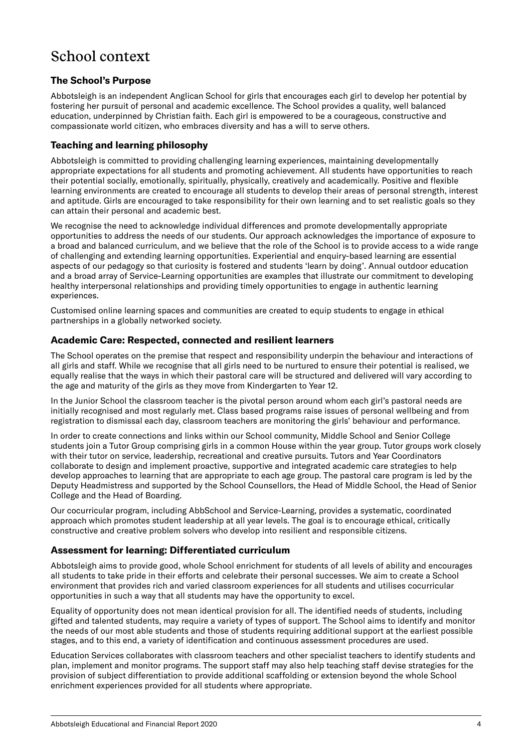# School context

## The School's Purpose

Abbotsleigh is an independent Anglican School for girls that encourages each girl to develop her potential by fostering her pursuit of personal and academic excellence. The School provides a quality, well balanced education, underpinned by Christian faith. Each girl is empowered to be a courageous, constructive and compassionate world citizen, who embraces diversity and has a will to serve others.

## Teaching and learning philosophy

Abbotsleigh is committed to providing challenging learning experiences, maintaining developmentally appropriate expectations for all students and promoting achievement. All students have opportunities to reach their potential socially, emotionally, spiritually, physically, creatively and academically. Positive and flexible learning environments are created to encourage all students to develop their areas of personal strength, interest and aptitude. Girls are encouraged to take responsibility for their own learning and to set realistic goals so they can attain their personal and academic best.

We recognise the need to acknowledge individual differences and promote developmentally appropriate opportunities to address the needs of our students. Our approach acknowledges the importance of exposure to a broad and balanced curriculum, and we believe that the role of the School is to provide access to a wide range of challenging and extending learning opportunities. Experiential and enquiry-based learning are essential aspects of our pedagogy so that curiosity is fostered and students 'learn by doing'. Annual outdoor education and a broad array of Service-Learning opportunities are examples that illustrate our commitment to developing healthy interpersonal relationships and providing timely opportunities to engage in authentic learning experiences.

Customised online learning spaces and communities are created to equip students to engage in ethical partnerships in a globally networked society.

## Academic Care: Respected, connected and resilient learners

The School operates on the premise that respect and responsibility underpin the behaviour and interactions of all girls and staff. While we recognise that all girls need to be nurtured to ensure their potential is realised, we equally realise that the ways in which their pastoral care will be structured and delivered will vary according to the age and maturity of the girls as they move from Kindergarten to Year 12.

In the Junior School the classroom teacher is the pivotal person around whom each girl's pastoral needs are initially recognised and most regularly met. Class based programs raise issues of personal wellbeing and from registration to dismissal each day, classroom teachers are monitoring the girls' behaviour and performance.

In order to create connections and links within our School community, Middle School and Senior College students join a Tutor Group comprising girls in a common House within the year group. Tutor groups work closely with their tutor on service, leadership, recreational and creative pursuits. Tutors and Year Coordinators collaborate to design and implement proactive, supportive and integrated academic care strategies to help develop approaches to learning that are appropriate to each age group. The pastoral care program is led by the Deputy Headmistress and supported by the School Counsellors, the Head of Middle School, the Head of Senior College and the Head of Boarding.

Our cocurricular program, including AbbSchool and Service-Learning, provides a systematic, coordinated approach which promotes student leadership at all year levels. The goal is to encourage ethical, critically constructive and creative problem solvers who develop into resilient and responsible citizens.

## Assessment for learning: Differentiated curriculum

Abbotsleigh aims to provide good, whole School enrichment for students of all levels of ability and encourages all students to take pride in their efforts and celebrate their personal successes. We aim to create a School environment that provides rich and varied classroom experiences for all students and utilises cocurricular opportunities in such a way that all students may have the opportunity to excel.

Equality of opportunity does not mean identical provision for all. The identified needs of students, including gifted and talented students, may require a variety of types of support. The School aims to identify and monitor the needs of our most able students and those of students requiring additional support at the earliest possible stages, and to this end, a variety of identification and continuous assessment procedures are used.

Education Services collaborates with classroom teachers and other specialist teachers to identify students and plan, implement and monitor programs. The support staff may also help teaching staff devise strategies for the provision of subject differentiation to provide additional scaffolding or extension beyond the whole School enrichment experiences provided for all students where appropriate.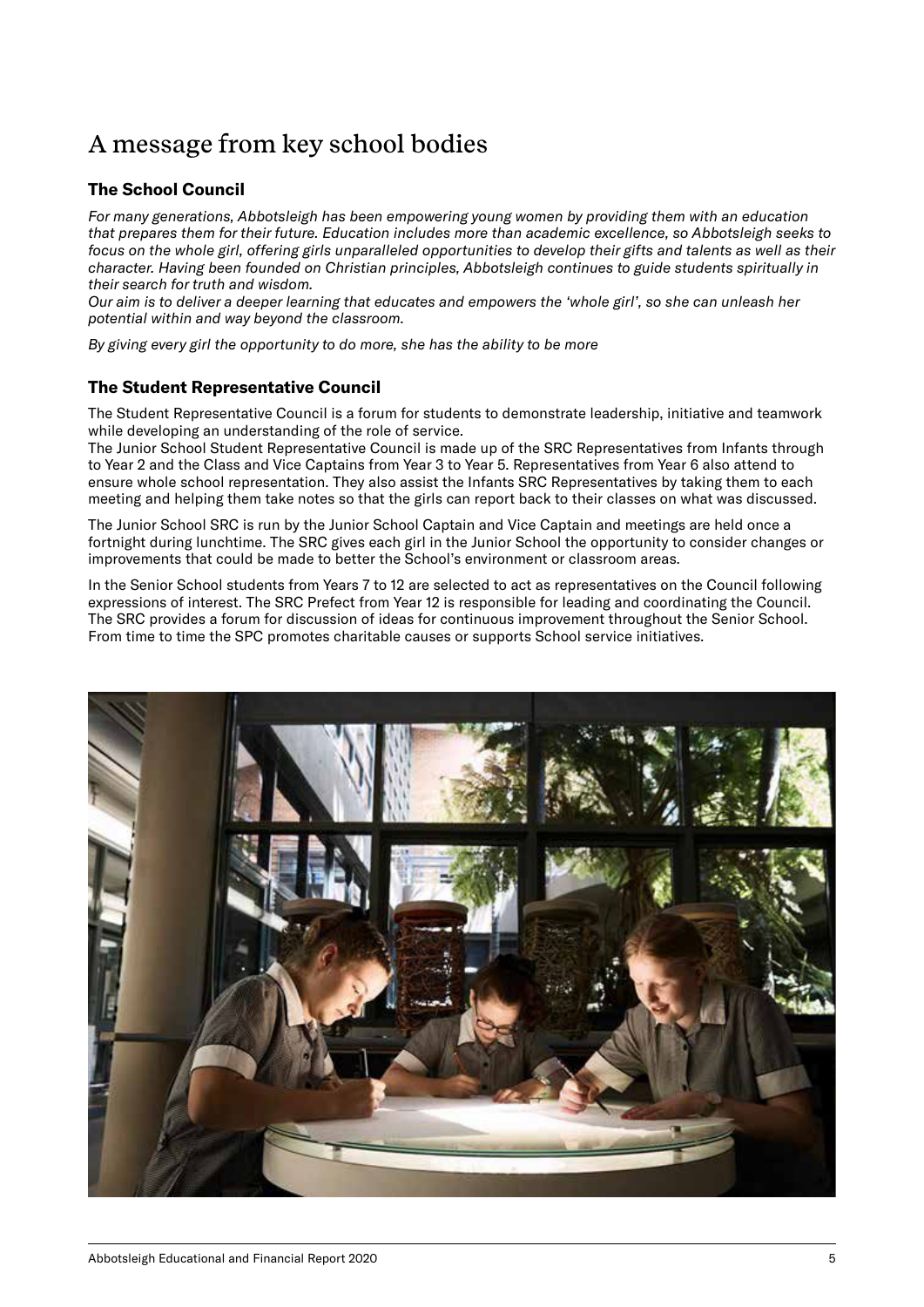# A message from key school bodies

## The School Council

*For many generations, Abbotsleigh has been empowering young women by providing them with an education that prepares them for their future. Education includes more than academic excellence, so Abbotsleigh seeks to focus on the whole girl, offering girls unparalleled opportunities to develop their gifts and talents as well as their character. Having been founded on Christian principles, Abbotsleigh continues to guide students spiritually in their search for truth and wisdom.*

*Our aim is to deliver a deeper learning that educates and empowers the 'whole girl', so she can unleash her potential within and way beyond the classroom.*

*By giving every girl the opportunity to do more, she has the ability to be more*

## The Student Representative Council

The Student Representative Council is a forum for students to demonstrate leadership, initiative and teamwork while developing an understanding of the role of service.

The Junior School Student Representative Council is made up of the SRC Representatives from Infants through to Year 2 and the Class and Vice Captains from Year 3 to Year 5. Representatives from Year 6 also attend to ensure whole school representation. They also assist the Infants SRC Representatives by taking them to each meeting and helping them take notes so that the girls can report back to their classes on what was discussed.

The Junior School SRC is run by the Junior School Captain and Vice Captain and meetings are held once a fortnight during lunchtime. The SRC gives each girl in the Junior School the opportunity to consider changes or improvements that could be made to better the School's environment or classroom areas.

In the Senior School students from Years 7 to 12 are selected to act as representatives on the Council following expressions of interest. The SRC Prefect from Year 12 is responsible for leading and coordinating the Council. The SRC provides a forum for discussion of ideas for continuous improvement throughout the Senior School. From time to time the SPC promotes charitable causes or supports School service initiatives.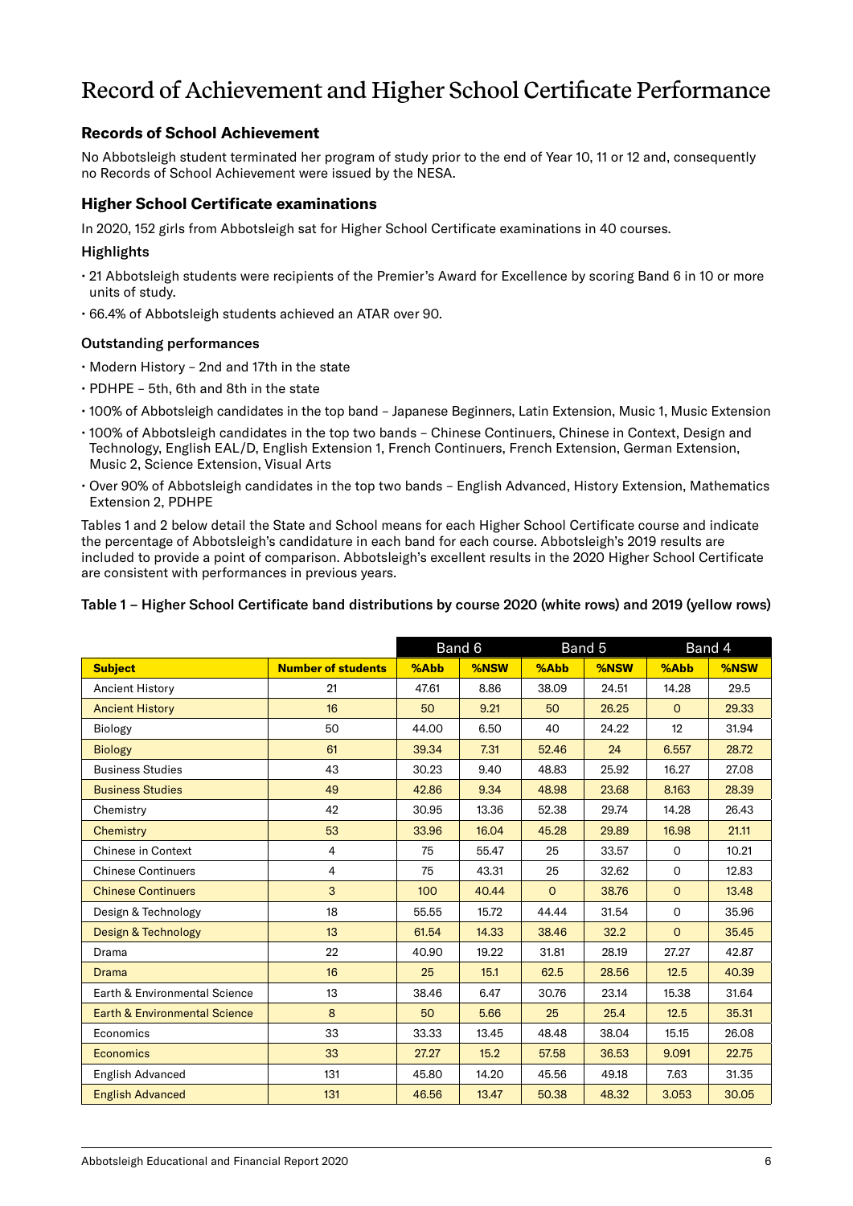# Record of Achievement and Higher School Certificate Performance

### Records of School Achievement

No Abbotsleigh student terminated her program of study prior to the end of Year 10, 11 or 12 and, consequently no Records of School Achievement were issued by the NESA.

### Higher School Certificate examinations

In 2020, 152 girls from Abbotsleigh sat for Higher School Certificate examinations in 40 courses.

#### Highlights

- 21 Abbotsleigh students were recipients of the Premier's Award for Excellence by scoring Band 6 in 10 or more units of study.
- 66.4% of Abbotsleigh students achieved an ATAR over 90.

#### Outstanding performances

- Modern History – 2nd and 17th in the state
- PDHPE – 5th, 6th and 8th in the state
- 100% of Abbotsleigh candidates in the top band – Japanese Beginners, Latin Extension, Music 1, Music Extension
- 100% of Abbotsleigh candidates in the top two bands – Chinese Continuers, Chinese in Context, Design and Technology, English EAL/D, English Extension 1, French Continuers, French Extension, German Extension, Music 2, Science Extension, Visual Arts
- Over 90% of Abbotsleigh candidates in the top two bands – English Advanced, History Extension, Mathematics Extension 2, PDHPE

Tables 1 and 2 below detail the State and School means for each Higher School Certificate course and indicate the percentage of Abbotsleigh's candidature in each band for each course. Abbotsleigh's 2019 results are included to provide a point of comparison. Abbotsleigh's excellent results in the 2020 Higher School Certificate are consistent with performances in previous years.

**Table 1 – Higher School Certificate band distributions by course 2020 (white rows) and 2019 (yellow rows)**

| | | Band 6 | | Band 5 | | Band 4 | |
|---|---|---|---|---|---|---|---|
| **Subject** | **Number of students** | **%Abb** | **%NSW** | **%Abb** | **%NSW** | **%Abb** | **%NSW** |
| Ancient History | 21 | 47.61 | 8.86 | 38.09 | 24.51 | 14.28 | 29.5 |
| Ancient History | 16 | 50 | 9.21 | 50 | 26.25 | 0 | 29.33 |
| Biology | 50 | 44.00 | 6.50 | 40 | 24.22 | 12 | 31.94 |
| Biology | 61 | 39.34 | 7.31 | 52.46 | 24 | 6.557 | 28.72 |
| Business Studies | 43 | 30.23 | 9.40 | 48.83 | 25.92 | 16.27 | 27.08 |
| Business Studies | 49 | 42.86 | 9.34 | 48.98 | 23.68 | 8.163 | 28.39 |
| Chemistry | 42 | 30.95 | 13.36 | 52.38 | 29.74 | 14.28 | 26.43 |
| Chemistry | 53 | 33.96 | 16.04 | 45.28 | 29.89 | 16.98 | 21.11 |
| Chinese in Context | 4 | 75 | 55.47 | 25 | 33.57 | 0 | 10.21 |
| Chinese Continuers | 4 | 75 | 43.31 | 25 | 32.62 | 0 | 12.83 |
| Chinese Continuers | 3 | 100 | 40.44 | 0 | 38.76 | 0 | 13.48 |
| Design & Technology | 18 | 55.55 | 15.72 | 44.44 | 31.54 | 0 | 35.96 |
| Design & Technology | 13 | 61.54 | 14.33 | 38.46 | 32.2 | 0 | 35.45 |
| Drama | 22 | 40.90 | 19.22 | 31.81 | 28.19 | 27.27 | 42.87 |
| Drama | 16 | 25 | 15.1 | 62.5 | 28.56 | 12.5 | 40.39 |
| Earth & Environmental Science | 13 | 38.46 | 6.47 | 30.76 | 23.14 | 15.38 | 31.64 |
| Earth & Environmental Science | 8 | 50 | 5.66 | 25 | 25.4 | 12.5 | 35.31 |
| Economics | 33 | 33.33 | 13.45 | 48.48 | 38.04 | 15.15 | 26.08 |
| Economics | 33 | 27.27 | 15.2 | 57.58 | 36.53 | 9.091 | 22.75 |
| English Advanced | 131 | 45.80 | 14.20 | 45.56 | 49.18 | 7.63 | 31.35 |
| English Advanced | 131 | 46.56 | 13.47 | 50.38 | 48.32 | 3.053 | 30.05 |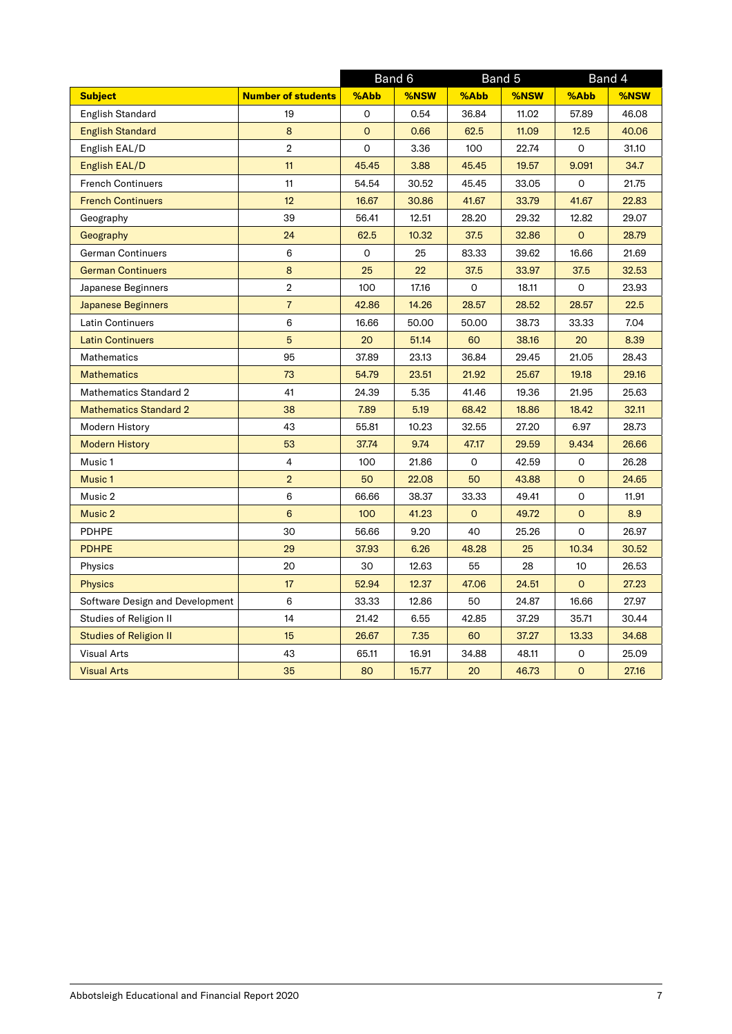| | | Band 6 | | Band 5 | | Band 4 | |
|---|---|---|---|---|---|---|---|
| **Subject** | **Number of students** | **%Abb** | **%NSW** | **%Abb** | **%NSW** | **%Abb** | **%NSW** |
| English Standard | 19 | 0 | 0.54 | 36.84 | 11.02 | 57.89 | 46.08 |
| English Standard | 8 | 0 | 0.66 | 62.5 | 11.09 | 12.5 | 40.06 |
| English EAL/D | 2 | 0 | 3.36 | 100 | 22.74 | 0 | 31.10 |
| English EAL/D | 11 | 45.45 | 3.88 | 45.45 | 19.57 | 9.091 | 34.7 |
| French Continuers | 11 | 54.54 | 30.52 | 45.45 | 33.05 | 0 | 21.75 |
| French Continuers | 12 | 16.67 | 30.86 | 41.67 | 33.79 | 41.67 | 22.83 |
| Geography | 39 | 56.41 | 12.51 | 28.20 | 29.32 | 12.82 | 29.07 |
| Geography | 24 | 62.5 | 10.32 | 37.5 | 32.86 | 0 | 28.79 |
| German Continuers | 6 | 0 | 25 | 83.33 | 39.62 | 16.66 | 21.69 |
| German Continuers | 8 | 25 | 22 | 37.5 | 33.97 | 37.5 | 32.53 |
| Japanese Beginners | 2 | 100 | 17.16 | 0 | 18.11 | 0 | 23.93 |
| Japanese Beginners | 7 | 42.86 | 14.26 | 28.57 | 28.52 | 28.57 | 22.5 |
| Latin Continuers | 6 | 16.66 | 50.00 | 50.00 | 38.73 | 33.33 | 7.04 |
| Latin Continuers | 5 | 20 | 51.14 | 60 | 38.16 | 20 | 8.39 |
| Mathematics | 95 | 37.89 | 23.13 | 36.84 | 29.45 | 21.05 | 28.43 |
| Mathematics | 73 | 54.79 | 23.51 | 21.92 | 25.67 | 19.18 | 29.16 |
| Mathematics Standard 2 | 41 | 24.39 | 5.35 | 41.46 | 19.36 | 21.95 | 25.63 |
| Mathematics Standard 2 | 38 | 7.89 | 5.19 | 68.42 | 18.86 | 18.42 | 32.11 |
| Modern History | 43 | 55.81 | 10.23 | 32.55 | 27.20 | 6.97 | 28.73 |
| Modern History | 53 | 37.74 | 9.74 | 47.17 | 29.59 | 9.434 | 26.66 |
| Music 1 | 4 | 100 | 21.86 | 0 | 42.59 | 0 | 26.28 |
| Music 1 | 2 | 50 | 22.08 | 50 | 43.88 | 0 | 24.65 |
| Music 2 | 6 | 66.66 | 38.37 | 33.33 | 49.41 | 0 | 11.91 |
| Music 2 | 6 | 100 | 41.23 | 0 | 49.72 | 0 | 8.9 |
| PDHPE | 30 | 56.66 | 9.20 | 40 | 25.26 | 0 | 26.97 |
| PDHPE | 29 | 37.93 | 6.26 | 48.28 | 25 | 10.34 | 30.52 |
| Physics | 20 | 30 | 12.63 | 55 | 28 | 10 | 26.53 |
| Physics | 17 | 52.94 | 12.37 | 47.06 | 24.51 | 0 | 27.23 |
| Software Design and Development | 6 | 33.33 | 12.86 | 50 | 24.87 | 16.66 | 27.97 |
| Studies of Religion II | 14 | 21.42 | 6.55 | 42.85 | 37.29 | 35.71 | 30.44 |
| Studies of Religion II | 15 | 26.67 | 7.35 | 60 | 37.27 | 13.33 | 34.68 |
| Visual Arts | 43 | 65.11 | 16.91 | 34.88 | 48.11 | 0 | 25.09 |
| Visual Arts | 35 | 80 | 15.77 | 20 | 46.73 | 0 | 27.16 |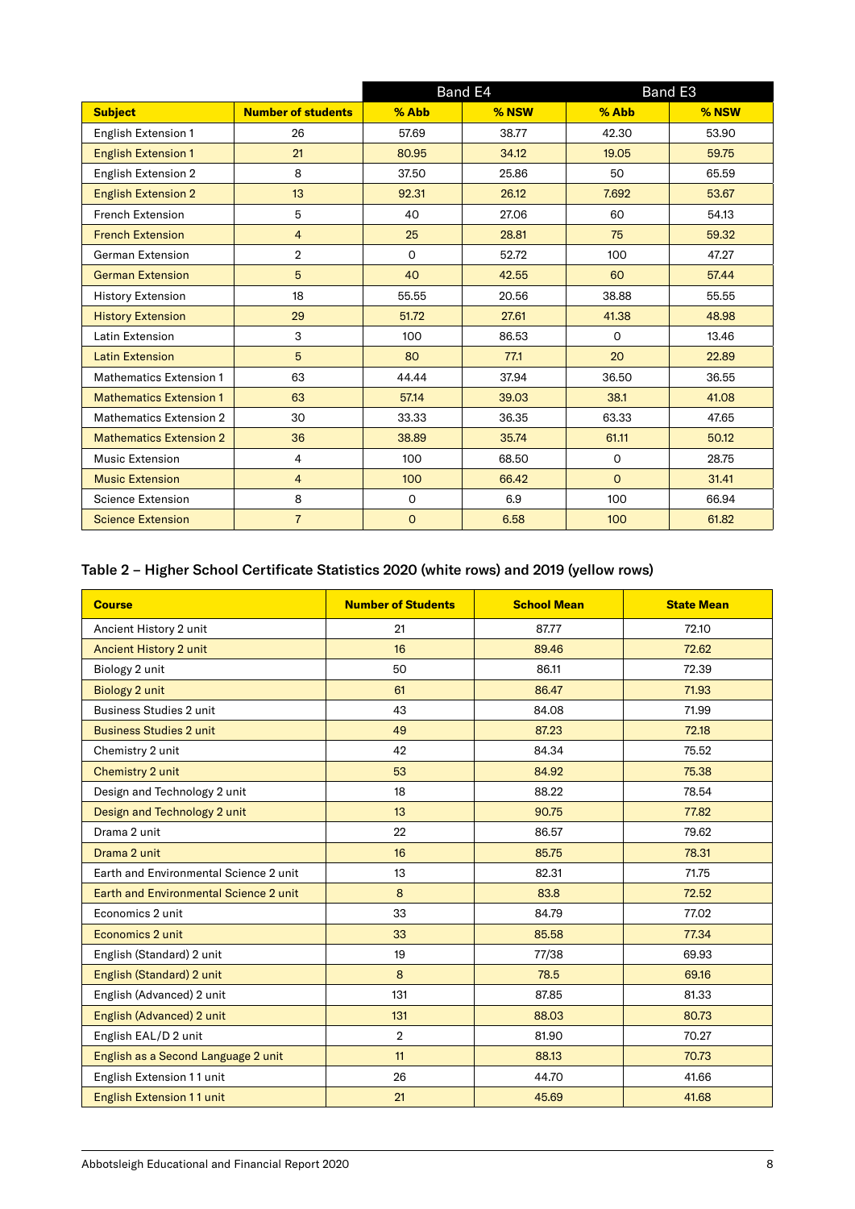| Subject | Number of students | Band E4 | | Band E3 | |
|---|---|---|---|---|---|
| | | % Abb | % NSW | % Abb | % NSW |
| English Extension 1 | 26 | 57.69 | 38.77 | 42.30 | 53.90 |
| English Extension 1 | 21 | 80.95 | 34.12 | 19.05 | 59.75 |
| English Extension 2 | 8 | 37.50 | 25.86 | 50 | 65.59 |
| English Extension 2 | 13 | 92.31 | 26.12 | 7.692 | 53.67 |
| French Extension | 5 | 40 | 27.06 | 60 | 54.13 |
| French Extension | 4 | 25 | 28.81 | 75 | 59.32 |
| German Extension | 2 | 0 | 52.72 | 100 | 47.27 |
| German Extension | 5 | 40 | 42.55 | 60 | 57.44 |
| History Extension | 18 | 55.55 | 20.56 | 38.88 | 55.55 |
| History Extension | 29 | 51.72 | 27.61 | 41.38 | 48.98 |
| Latin Extension | 3 | 100 | 86.53 | 0 | 13.46 |
| Latin Extension | 5 | 80 | 77.1 | 20 | 22.89 |
| Mathematics Extension 1 | 63 | 44.44 | 37.94 | 36.50 | 36.55 |
| Mathematics Extension 1 | 63 | 57.14 | 39.03 | 38.1 | 41.08 |
| Mathematics Extension 2 | 30 | 33.33 | 36.35 | 63.33 | 47.65 |
| Mathematics Extension 2 | 36 | 38.89 | 35.74 | 61.11 | 50.12 |
| Music Extension | 4 | 100 | 68.50 | 0 | 28.75 |
| Music Extension | 4 | 100 | 66.42 | 0 | 31.41 |
| Science Extension | 8 | 0 | 6.9 | 100 | 66.94 |
| Science Extension | 7 | 0 | 6.58 | 100 | 61.82 |

### Table 2 – Higher School Certificate Statistics 2020 (white rows) and 2019 (yellow rows)

| Course | Number of Students | School Mean | State Mean |
|---|---|---|---|
| Ancient History 2 unit | 21 | 87.77 | 72.10 |
| Ancient History 2 unit | 16 | 89.46 | 72.62 |
| Biology 2 unit | 50 | 86.11 | 72.39 |
| Biology 2 unit | 61 | 86.47 | 71.93 |
| Business Studies 2 unit | 43 | 84.08 | 71.99 |
| Business Studies 2 unit | 49 | 87.23 | 72.18 |
| Chemistry 2 unit | 42 | 84.34 | 75.52 |
| Chemistry 2 unit | 53 | 84.92 | 75.38 |
| Design and Technology 2 unit | 18 | 88.22 | 78.54 |
| Design and Technology 2 unit | 13 | 90.75 | 77.82 |
| Drama 2 unit | 22 | 86.57 | 79.62 |
| Drama 2 unit | 16 | 85.75 | 78.31 |
| Earth and Environmental Science 2 unit | 13 | 82.31 | 71.75 |
| Earth and Environmental Science 2 unit | 8 | 83.8 | 72.52 |
| Economics 2 unit | 33 | 84.79 | 77.02 |
| Economics 2 unit | 33 | 85.58 | 77.34 |
| English (Standard) 2 unit | 19 | 77/38 | 69.93 |
| English (Standard) 2 unit | 8 | 78.5 | 69.16 |
| English (Advanced) 2 unit | 131 | 87.85 | 81.33 |
| English (Advanced) 2 unit | 131 | 88.03 | 80.73 |
| English EAL/D 2 unit | 2 | 81.90 | 70.27 |
| English as a Second Language 2 unit | 11 | 88.13 | 70.73 |
| English Extension 1 1 unit | 26 | 44.70 | 41.66 |
| English Extension 1 1 unit | 21 | 45.69 | 41.68 |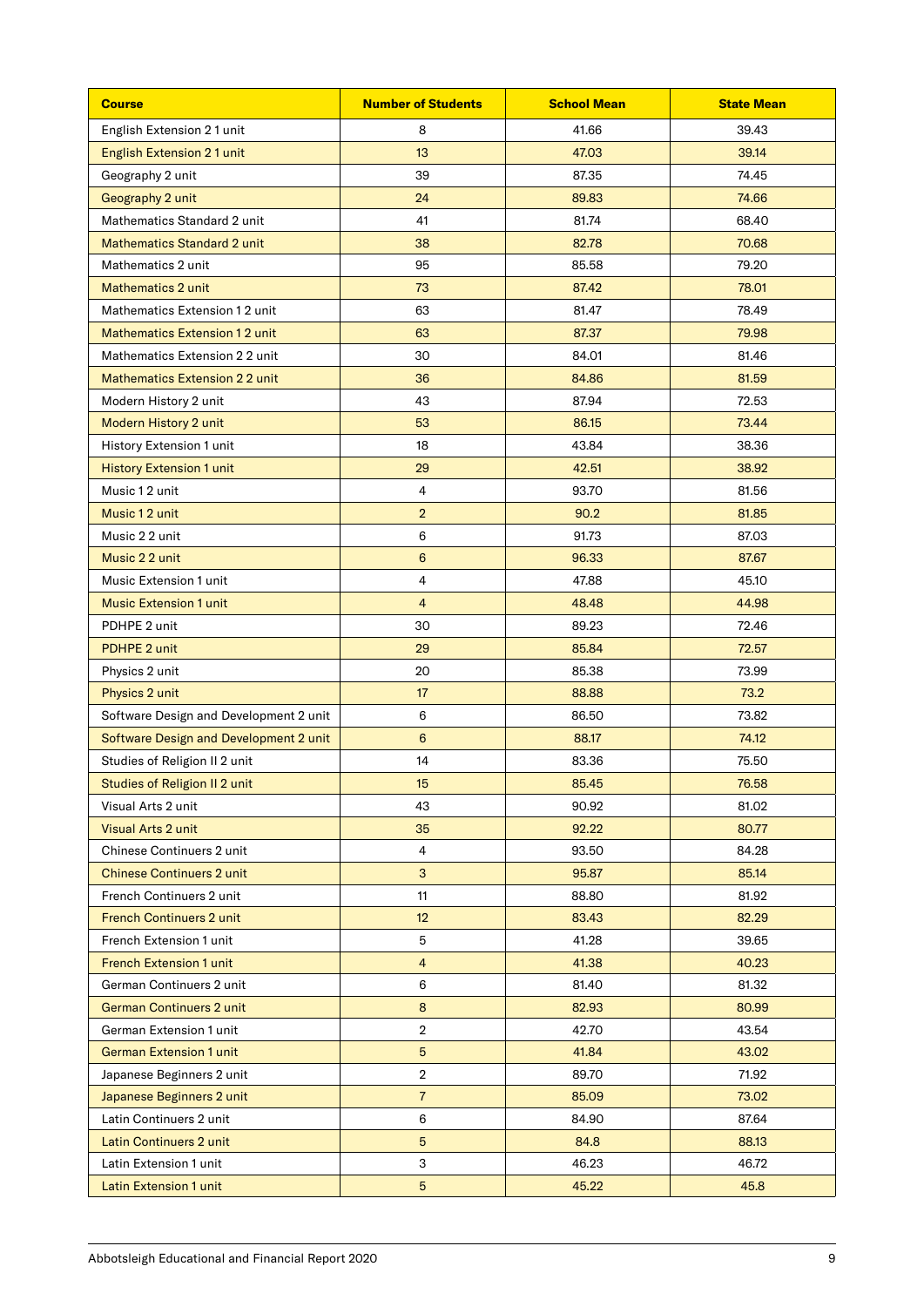| Course | Number of Students | School Mean | State Mean |
|---|---|---|---|
| English Extension 2 1 unit | 8 | 41.66 | 39.43 |
| English Extension 2 1 unit | 13 | 47.03 | 39.14 |
| Geography 2 unit | 39 | 87.35 | 74.45 |
| Geography 2 unit | 24 | 89.83 | 74.66 |
| Mathematics Standard 2 unit | 41 | 81.74 | 68.40 |
| Mathematics Standard 2 unit | 38 | 82.78 | 70.68 |
| Mathematics 2 unit | 95 | 85.58 | 79.20 |
| Mathematics 2 unit | 73 | 87.42 | 78.01 |
| Mathematics Extension 1 2 unit | 63 | 81.47 | 78.49 |
| Mathematics Extension 1 2 unit | 63 | 87.37 | 79.98 |
| Mathematics Extension 2 2 unit | 30 | 84.01 | 81.46 |
| Mathematics Extension 2 2 unit | 36 | 84.86 | 81.59 |
| Modern History 2 unit | 43 | 87.94 | 72.53 |
| Modern History 2 unit | 53 | 86.15 | 73.44 |
| History Extension 1 unit | 18 | 43.84 | 38.36 |
| History Extension 1 unit | 29 | 42.51 | 38.92 |
| Music 1 2 unit | 4 | 93.70 | 81.56 |
| Music 1 2 unit | 2 | 90.2 | 81.85 |
| Music 2 2 unit | 6 | 91.73 | 87.03 |
| Music 2 2 unit | 6 | 96.33 | 87.67 |
| Music Extension 1 unit | 4 | 47.88 | 45.10 |
| Music Extension 1 unit | 4 | 48.48 | 44.98 |
| PDHPE 2 unit | 30 | 89.23 | 72.46 |
| PDHPE 2 unit | 29 | 85.84 | 72.57 |
| Physics 2 unit | 20 | 85.38 | 73.99 |
| Physics 2 unit | 17 | 88.88 | 73.2 |
| Software Design and Development 2 unit | 6 | 86.50 | 73.82 |
| Software Design and Development 2 unit | 6 | 88.17 | 74.12 |
| Studies of Religion II 2 unit | 14 | 83.36 | 75.50 |
| Studies of Religion II 2 unit | 15 | 85.45 | 76.58 |
| Visual Arts 2 unit | 43 | 90.92 | 81.02 |
| Visual Arts 2 unit | 35 | 92.22 | 80.77 |
| Chinese Continuers 2 unit | 4 | 93.50 | 84.28 |
| Chinese Continuers 2 unit | 3 | 95.87 | 85.14 |
| French Continuers 2 unit | 11 | 88.80 | 81.92 |
| French Continuers 2 unit | 12 | 83.43 | 82.29 |
| French Extension 1 unit | 5 | 41.28 | 39.65 |
| French Extension 1 unit | 4 | 41.38 | 40.23 |
| German Continuers 2 unit | 6 | 81.40 | 81.32 |
| German Continuers 2 unit | 8 | 82.93 | 80.99 |
| German Extension 1 unit | 2 | 42.70 | 43.54 |
| German Extension 1 unit | 5 | 41.84 | 43.02 |
| Japanese Beginners 2 unit | 2 | 89.70 | 71.92 |
| Japanese Beginners 2 unit | 7 | 85.09 | 73.02 |
| Latin Continuers 2 unit | 6 | 84.90 | 87.64 |
| Latin Continuers 2 unit | 5 | 84.8 | 88.13 |
| Latin Extension 1 unit | 3 | 46.23 | 46.72 |
| Latin Extension 1 unit | 5 | 45.22 | 45.8 |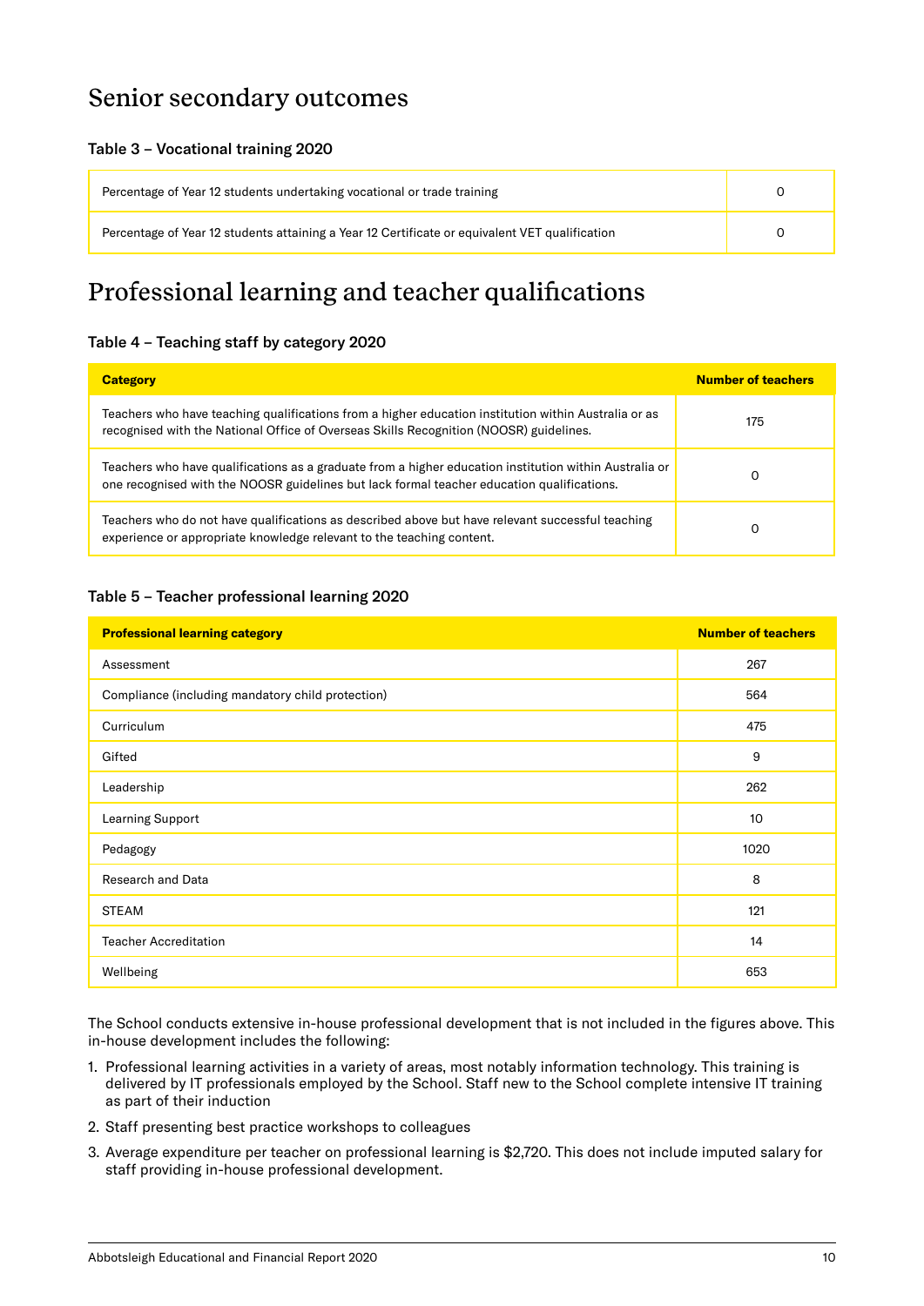# Senior secondary outcomes

### Table 3 – Vocational training 2020

| | |
|---|---|
| Percentage of Year 12 students undertaking vocational or trade training | 0 |
| Percentage of Year 12 students attaining a Year 12 Certificate or equivalent VET qualification | 0 |

# Professional learning and teacher qualifications

### Table 4 – Teaching staff by category 2020

| Category | Number of teachers |
|---|---|
| Teachers who have teaching qualifications from a higher education institution within Australia or as recognised with the National Office of Overseas Skills Recognition (NOOSR) guidelines. | 175 |
| Teachers who have qualifications as a graduate from a higher education institution within Australia or one recognised with the NOOSR guidelines but lack formal teacher education qualifications. | 0 |
| Teachers who do not have qualifications as described above but have relevant successful teaching experience or appropriate knowledge relevant to the teaching content. | 0 |

### Table 5 – Teacher professional learning 2020

| Professional learning category | Number of teachers |
|---|---|
| Assessment | 267 |
| Compliance (including mandatory child protection) | 564 |
| Curriculum | 475 |
| Gifted | 9 |
| Leadership | 262 |
| Learning Support | 10 |
| Pedagogy | 1020 |
| Research and Data | 8 |
| STEAM | 121 |
| Teacher Accreditation | 14 |
| Wellbeing | 653 |

The School conducts extensive in-house professional development that is not included in the figures above. This in-house development includes the following:

1. Professional learning activities in a variety of areas, most notably information technology. This training is delivered by IT professionals employed by the School. Staff new to the School complete intensive IT training as part of their induction
2. Staff presenting best practice workshops to colleagues
3. Average expenditure per teacher on professional learning is $2,720. This does not include imputed salary for staff providing in-house professional development.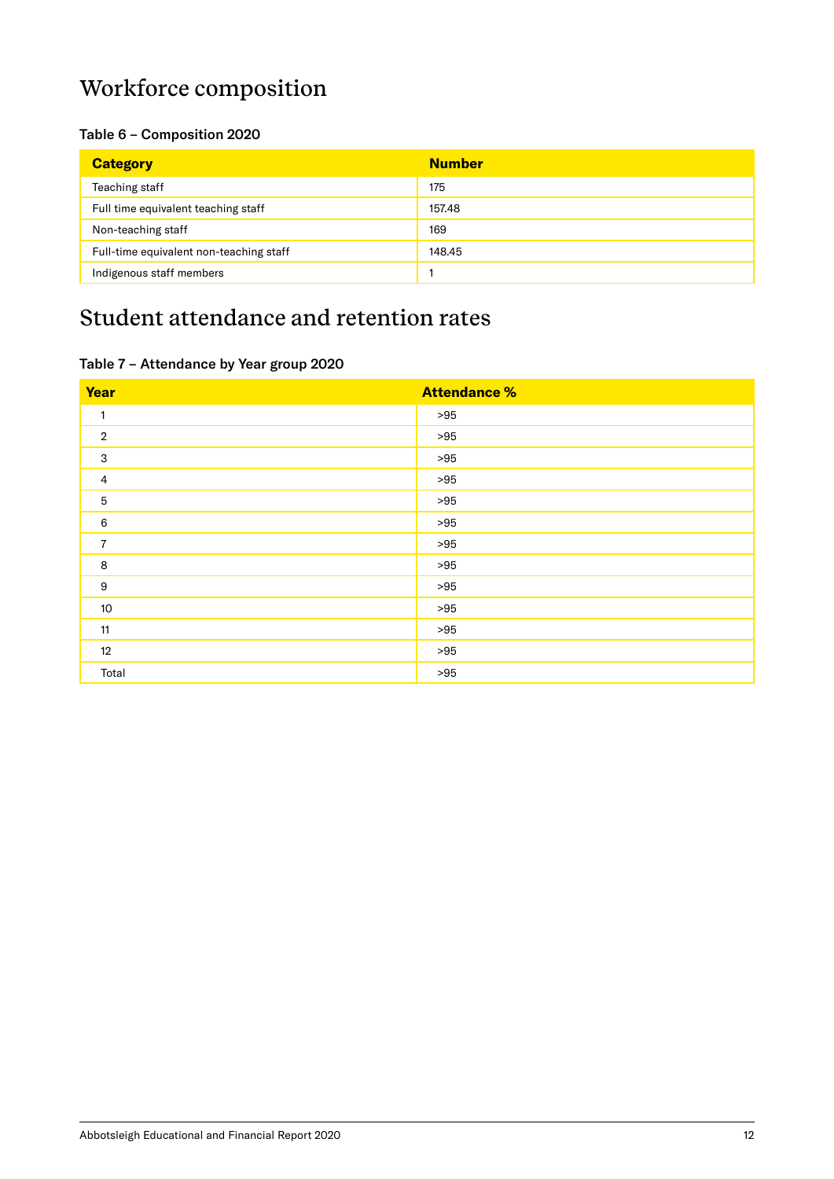# Workforce composition

### Table 6 – Composition 2020

| Category | Number |
|---|---|
| Teaching staff | 175 |
| Full time equivalent teaching staff | 157.48 |
| Non-teaching staff | 169 |
| Full-time equivalent non-teaching staff | 148.45 |
| Indigenous staff members | 1 |

# Student attendance and retention rates

### Table 7 – Attendance by Year group 2020

| Year | Attendance % |
|---|---|
| 1 | >95 |
| 2 | >95 |
| 3 | >95 |
| 4 | >95 |
| 5 | >95 |
| 6 | >95 |
| 7 | >95 |
| 8 | >95 |
| 9 | >95 |
| 10 | >95 |
| 11 | >95 |
| 12 | >95 |
| Total | >95 |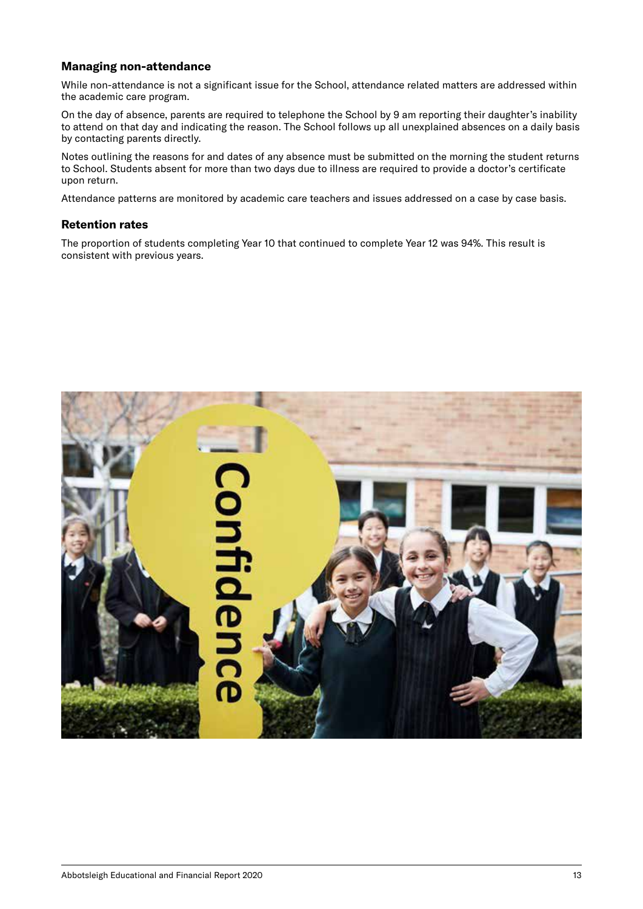### Managing non-attendance

While non-attendance is not a significant issue for the School, attendance related matters are addressed within the academic care program.

On the day of absence, parents are required to telephone the School by 9 am reporting their daughter's inability to attend on that day and indicating the reason. The School follows up all unexplained absences on a daily basis by contacting parents directly.

Notes outlining the reasons for and dates of any absence must be submitted on the morning the student returns to School. Students absent for more than two days due to illness are required to provide a doctor's certificate upon return.

Attendance patterns are monitored by academic care teachers and issues addressed on a case by case basis.

### Retention rates

The proportion of students completing Year 10 that continued to complete Year 12 was 94%. This result is consistent with previous years.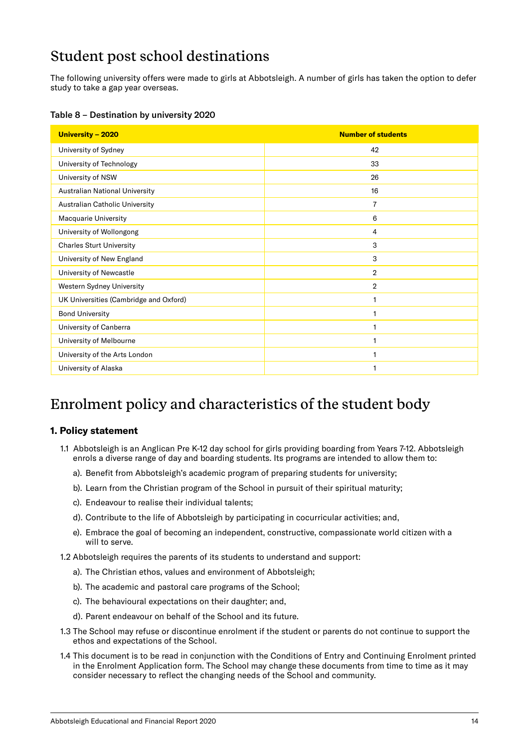# Student post school destinations

The following university offers were made to girls at Abbotsleigh. A number of girls has taken the option to defer study to take a gap year overseas.

**Table 8 – Destination by university 2020**

| University – 2020 | Number of students |
|---|---|
| University of Sydney | 42 |
| University of Technology | 33 |
| University of NSW | 26 |
| Australian National University | 16 |
| Australian Catholic University | 7 |
| Macquarie University | 6 |
| University of Wollongong | 4 |
| Charles Sturt University | 3 |
| University of New England | 3 |
| University of Newcastle | 2 |
| Western Sydney University | 2 |
| UK Universities (Cambridge and Oxford) | 1 |
| Bond University | 1 |
| University of Canberra | 1 |
| University of Melbourne | 1 |
| University of the Arts London | 1 |
| University of Alaska | 1 |

# Enrolment policy and characteristics of the student body

### 1. Policy statement

1.1 Abbotsleigh is an Anglican Pre K-12 day school for girls providing boarding from Years 7-12. Abbotsleigh enrols a diverse range of day and boarding students. Its programs are intended to allow them to:

a). Benefit from Abbotsleigh's academic program of preparing students for university;

b). Learn from the Christian program of the School in pursuit of their spiritual maturity;

c). Endeavour to realise their individual talents;

d). Contribute to the life of Abbotsleigh by participating in cocurricular activities; and,

e). Embrace the goal of becoming an independent, constructive, compassionate world citizen with a will to serve.

1.2 Abbotsleigh requires the parents of its students to understand and support:

a). The Christian ethos, values and environment of Abbotsleigh;

b). The academic and pastoral care programs of the School;

c). The behavioural expectations on their daughter; and,

d). Parent endeavour on behalf of the School and its future.

1.3 The School may refuse or discontinue enrolment if the student or parents do not continue to support the ethos and expectations of the School.

1.4 This document is to be read in conjunction with the Conditions of Entry and Continuing Enrolment printed in the Enrolment Application form. The School may change these documents from time to time as it may consider necessary to reflect the changing needs of the School and community.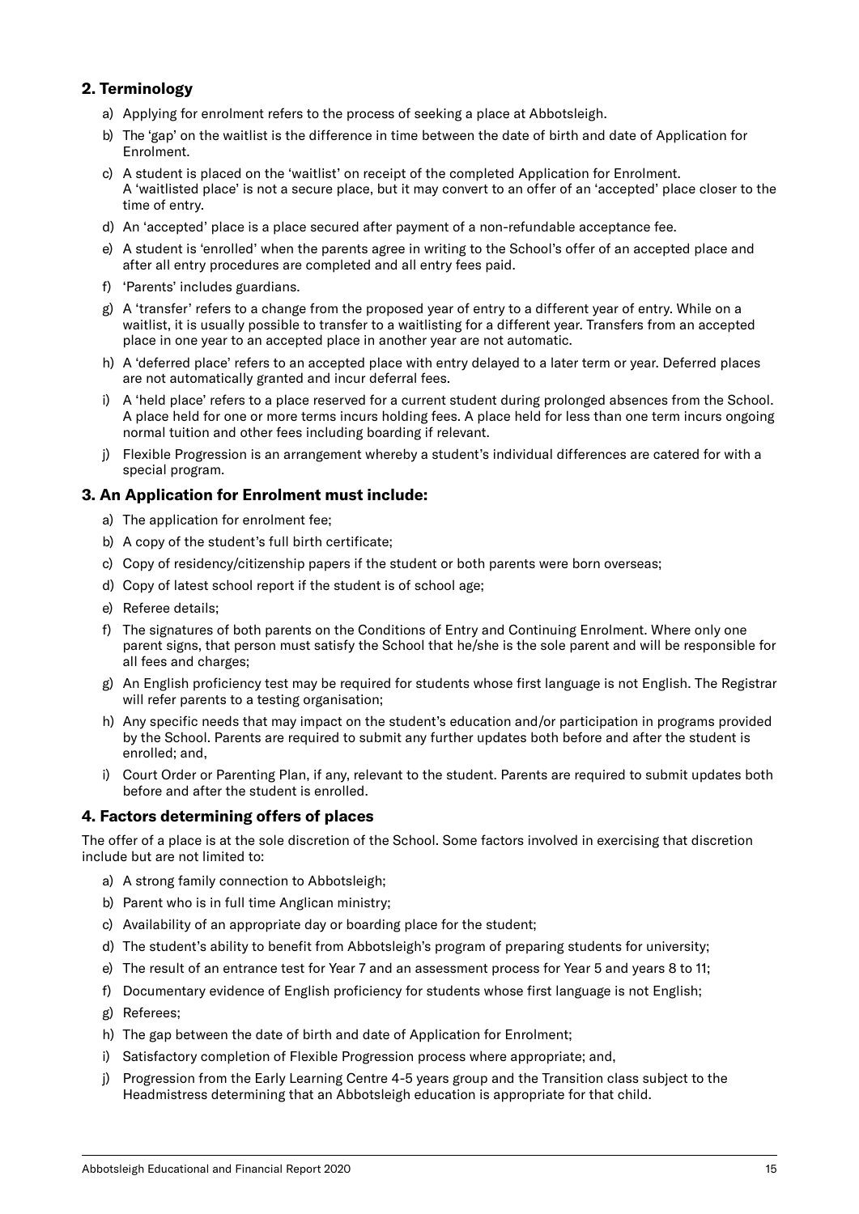## 2. Terminology

a) Applying for enrolment refers to the process of seeking a place at Abbotsleigh.

b) The 'gap' on the waitlist is the difference in time between the date of birth and date of Application for Enrolment.

c) A student is placed on the 'waitlist' on receipt of the completed Application for Enrolment. A 'waitlisted place' is not a secure place, but it may convert to an offer of an 'accepted' place closer to the time of entry.

d) An 'accepted' place is a place secured after payment of a non-refundable acceptance fee.

e) A student is 'enrolled' when the parents agree in writing to the School's offer of an accepted place and after all entry procedures are completed and all entry fees paid.

f) 'Parents' includes guardians.

g) A 'transfer' refers to a change from the proposed year of entry to a different year of entry. While on a waitlist, it is usually possible to transfer to a waitlisting for a different year. Transfers from an accepted place in one year to an accepted place in another year are not automatic.

h) A 'deferred place' refers to an accepted place with entry delayed to a later term or year. Deferred places are not automatically granted and incur deferral fees.

i) A 'held place' refers to a place reserved for a current student during prolonged absences from the School. A place held for one or more terms incurs holding fees. A place held for less than one term incurs ongoing normal tuition and other fees including boarding if relevant.

j) Flexible Progression is an arrangement whereby a student's individual differences are catered for with a special program.

## 3. An Application for Enrolment must include:

a) The application for enrolment fee;

b) A copy of the student's full birth certificate;

c) Copy of residency/citizenship papers if the student or both parents were born overseas;

d) Copy of latest school report if the student is of school age;

e) Referee details;

f) The signatures of both parents on the Conditions of Entry and Continuing Enrolment. Where only one parent signs, that person must satisfy the School that he/she is the sole parent and will be responsible for all fees and charges;

g) An English proficiency test may be required for students whose first language is not English. The Registrar will refer parents to a testing organisation;

h) Any specific needs that may impact on the student's education and/or participation in programs provided by the School. Parents are required to submit any further updates both before and after the student is enrolled; and,

i) Court Order or Parenting Plan, if any, relevant to the student. Parents are required to submit updates both before and after the student is enrolled.

## 4. Factors determining offers of places

The offer of a place is at the sole discretion of the School. Some factors involved in exercising that discretion include but are not limited to:

a) A strong family connection to Abbotsleigh;

b) Parent who is in full time Anglican ministry;

c) Availability of an appropriate day or boarding place for the student;

d) The student's ability to benefit from Abbotsleigh's program of preparing students for university;

e) The result of an entrance test for Year 7 and an assessment process for Year 5 and years 8 to 11;

f) Documentary evidence of English proficiency for students whose first language is not English;

g) Referees;

h) The gap between the date of birth and date of Application for Enrolment;

i) Satisfactory completion of Flexible Progression process where appropriate; and,

j) Progression from the Early Learning Centre 4-5 years group and the Transition class subject to the Headmistress determining that an Abbotsleigh education is appropriate for that child.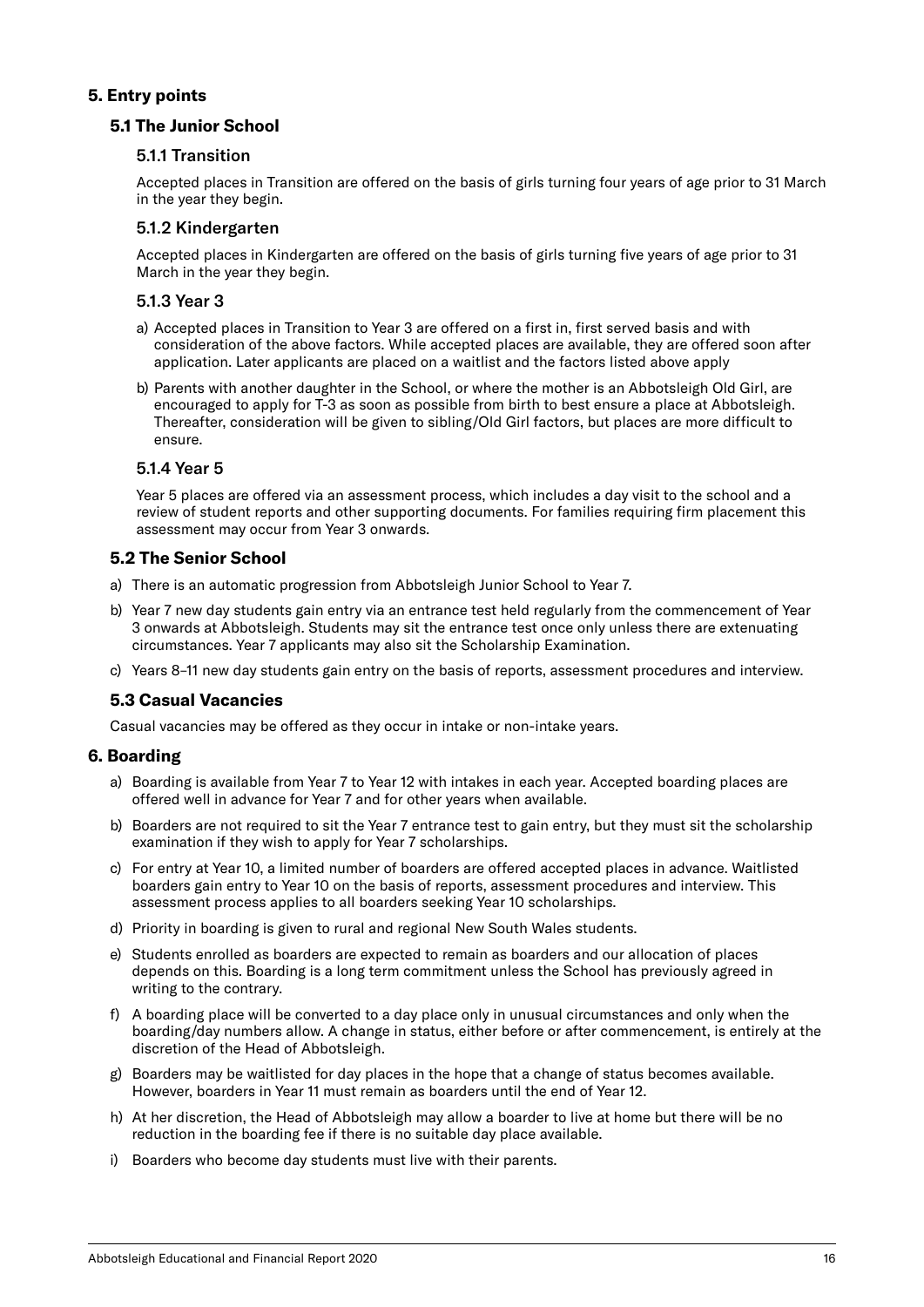## 5. Entry points

### 5.1 The Junior School

#### 5.1.1 Transition

Accepted places in Transition are offered on the basis of girls turning four years of age prior to 31 March in the year they begin.

#### 5.1.2 Kindergarten

Accepted places in Kindergarten are offered on the basis of girls turning five years of age prior to 31 March in the year they begin.

#### 5.1.3 Year 3

a) Accepted places in Transition to Year 3 are offered on a first in, first served basis and with consideration of the above factors. While accepted places are available, they are offered soon after application. Later applicants are placed on a waitlist and the factors listed above apply

b) Parents with another daughter in the School, or where the mother is an Abbotsleigh Old Girl, are encouraged to apply for T-3 as soon as possible from birth to best ensure a place at Abbotsleigh. Thereafter, consideration will be given to sibling/Old Girl factors, but places are more difficult to ensure.

#### 5.1.4 Year 5

Year 5 places are offered via an assessment process, which includes a day visit to the school and a review of student reports and other supporting documents. For families requiring firm placement this assessment may occur from Year 3 onwards.

### 5.2 The Senior School

a) There is an automatic progression from Abbotsleigh Junior School to Year 7.

b) Year 7 new day students gain entry via an entrance test held regularly from the commencement of Year 3 onwards at Abbotsleigh. Students may sit the entrance test once only unless there are extenuating circumstances. Year 7 applicants may also sit the Scholarship Examination.

c) Years 8–11 new day students gain entry on the basis of reports, assessment procedures and interview.

### 5.3 Casual Vacancies

Casual vacancies may be offered as they occur in intake or non-intake years.

## 6. Boarding

a) Boarding is available from Year 7 to Year 12 with intakes in each year. Accepted boarding places are offered well in advance for Year 7 and for other years when available.

b) Boarders are not required to sit the Year 7 entrance test to gain entry, but they must sit the scholarship examination if they wish to apply for Year 7 scholarships.

c) For entry at Year 10, a limited number of boarders are offered accepted places in advance. Waitlisted boarders gain entry to Year 10 on the basis of reports, assessment procedures and interview. This assessment process applies to all boarders seeking Year 10 scholarships.

d) Priority in boarding is given to rural and regional New South Wales students.

e) Students enrolled as boarders are expected to remain as boarders and our allocation of places depends on this. Boarding is a long term commitment unless the School has previously agreed in writing to the contrary.

f) A boarding place will be converted to a day place only in unusual circumstances and only when the boarding/day numbers allow. A change in status, either before or after commencement, is entirely at the discretion of the Head of Abbotsleigh.

g) Boarders may be waitlisted for day places in the hope that a change of status becomes available. However, boarders in Year 11 must remain as boarders until the end of Year 12.

h) At her discretion, the Head of Abbotsleigh may allow a boarder to live at home but there will be no reduction in the boarding fee if there is no suitable day place available.

i) Boarders who become day students must live with their parents.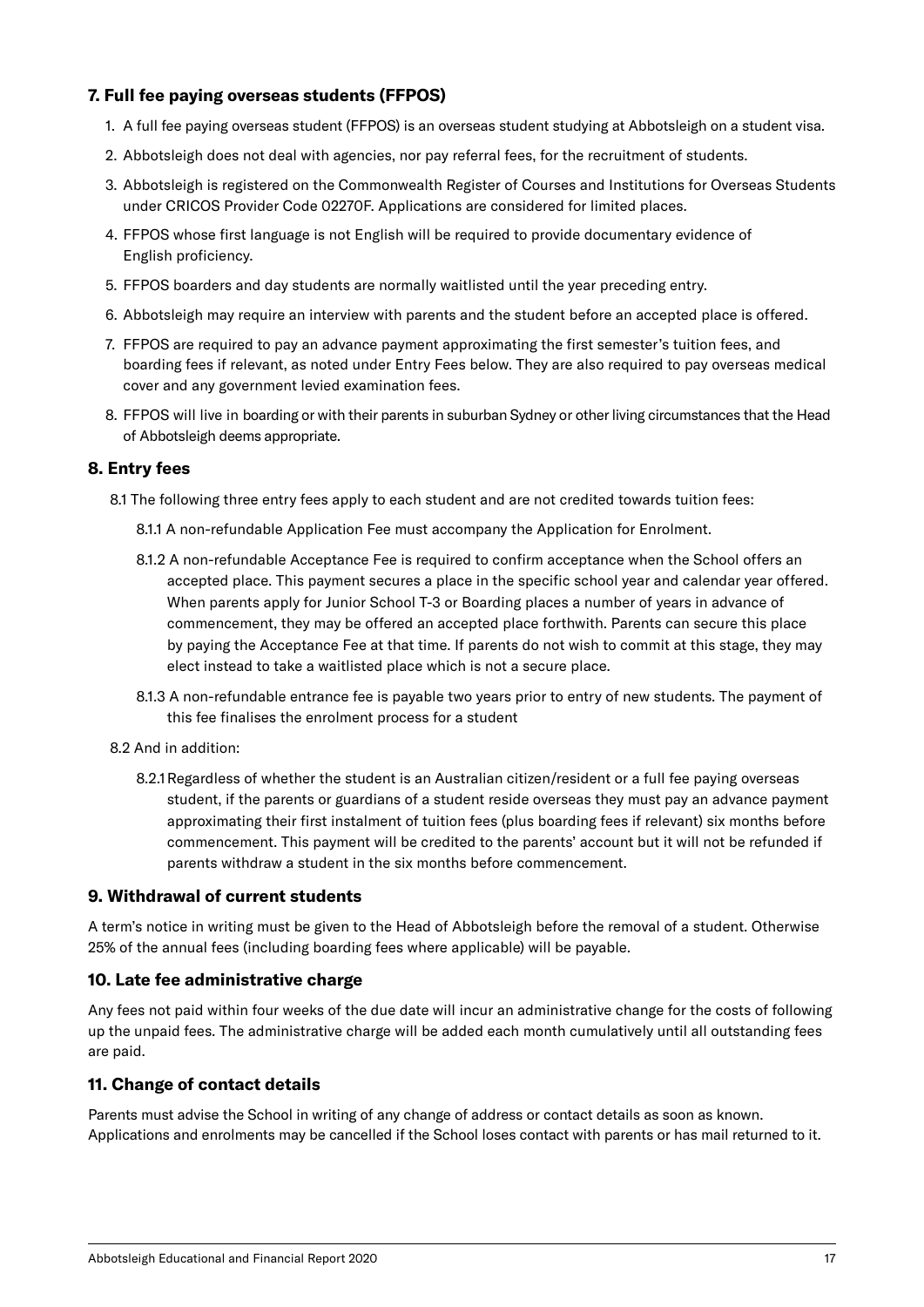## 7. Full fee paying overseas students (FFPOS)

1. A full fee paying overseas student (FFPOS) is an overseas student studying at Abbotsleigh on a student visa.
2. Abbotsleigh does not deal with agencies, nor pay referral fees, for the recruitment of students.
3. Abbotsleigh is registered on the Commonwealth Register of Courses and Institutions for Overseas Students under CRICOS Provider Code 02270F. Applications are considered for limited places.
4. FFPOS whose first language is not English will be required to provide documentary evidence of English proficiency.
5. FFPOS boarders and day students are normally waitlisted until the year preceding entry.
6. Abbotsleigh may require an interview with parents and the student before an accepted place is offered.
7. FFPOS are required to pay an advance payment approximating the first semester's tuition fees, and boarding fees if relevant, as noted under Entry Fees below. They are also required to pay overseas medical cover and any government levied examination fees.
8. FFPOS will live in boarding or with their parents in suburban Sydney or other living circumstances that the Head of Abbotsleigh deems appropriate.

## 8. Entry fees

8.1 The following three entry fees apply to each student and are not credited towards tuition fees:

8.1.1 A non-refundable Application Fee must accompany the Application for Enrolment.

8.1.2 A non-refundable Acceptance Fee is required to confirm acceptance when the School offers an accepted place. This payment secures a place in the specific school year and calendar year offered. When parents apply for Junior School T-3 or Boarding places a number of years in advance of commencement, they may be offered an accepted place forthwith. Parents can secure this place by paying the Acceptance Fee at that time. If parents do not wish to commit at this stage, they may elect instead to take a waitlisted place which is not a secure place.

8.1.3 A non-refundable entrance fee is payable two years prior to entry of new students. The payment of this fee finalises the enrolment process for a student

8.2 And in addition:

8.2.1 Regardless of whether the student is an Australian citizen/resident or a full fee paying overseas student, if the parents or guardians of a student reside overseas they must pay an advance payment approximating their first instalment of tuition fees (plus boarding fees if relevant) six months before commencement. This payment will be credited to the parents' account but it will not be refunded if parents withdraw a student in the six months before commencement.

## 9. Withdrawal of current students

A term's notice in writing must be given to the Head of Abbotsleigh before the removal of a student. Otherwise 25% of the annual fees (including boarding fees where applicable) will be payable.

## 10. Late fee administrative charge

Any fees not paid within four weeks of the due date will incur an administrative change for the costs of following up the unpaid fees. The administrative charge will be added each month cumulatively until all outstanding fees are paid.

## 11. Change of contact details

Parents must advise the School in writing of any change of address or contact details as soon as known. Applications and enrolments may be cancelled if the School loses contact with parents or has mail returned to it.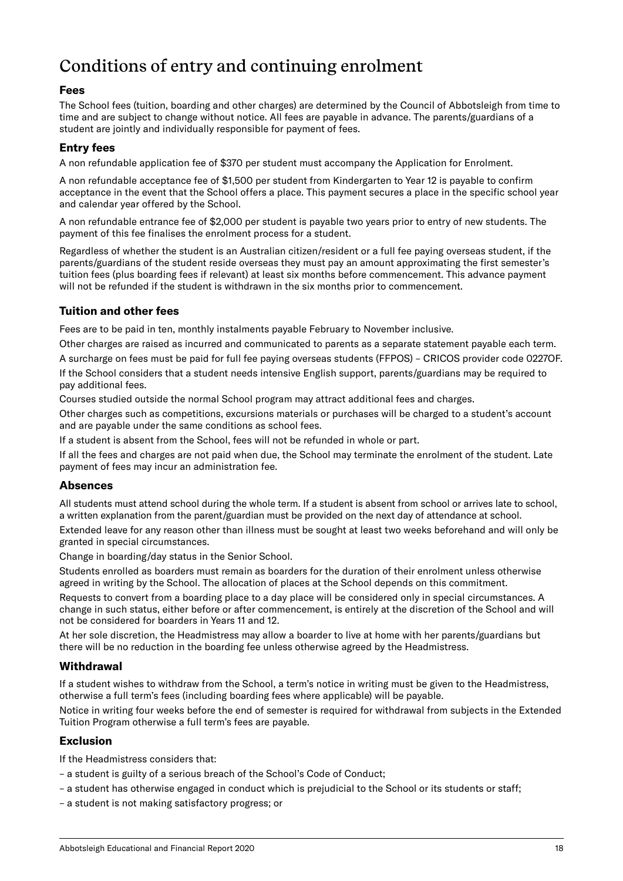# Conditions of entry and continuing enrolment

## Fees

The School fees (tuition, boarding and other charges) are determined by the Council of Abbotsleigh from time to time and are subject to change without notice. All fees are payable in advance. The parents/guardians of a student are jointly and individually responsible for payment of fees.

## Entry fees

A non refundable application fee of $370 per student must accompany the Application for Enrolment.

A non refundable acceptance fee of $1,500 per student from Kindergarten to Year 12 is payable to confirm acceptance in the event that the School offers a place. This payment secures a place in the specific school year and calendar year offered by the School.

A non refundable entrance fee of $2,000 per student is payable two years prior to entry of new students. The payment of this fee finalises the enrolment process for a student.

Regardless of whether the student is an Australian citizen/resident or a full fee paying overseas student, if the parents/guardians of the student reside overseas they must pay an amount approximating the first semester's tuition fees (plus boarding fees if relevant) at least six months before commencement. This advance payment will not be refunded if the student is withdrawn in the six months prior to commencement.

## Tuition and other fees

Fees are to be paid in ten, monthly instalments payable February to November inclusive.

Other charges are raised as incurred and communicated to parents as a separate statement payable each term.

A surcharge on fees must be paid for full fee paying overseas students (FFPOS) – CRICOS provider code 02270F.

If the School considers that a student needs intensive English support, parents/guardians may be required to pay additional fees.

Courses studied outside the normal School program may attract additional fees and charges.

Other charges such as competitions, excursions materials or purchases will be charged to a student's account and are payable under the same conditions as school fees.

If a student is absent from the School, fees will not be refunded in whole or part.

If all the fees and charges are not paid when due, the School may terminate the enrolment of the student. Late payment of fees may incur an administration fee.

## Absences

All students must attend school during the whole term. If a student is absent from school or arrives late to school, a written explanation from the parent/guardian must be provided on the next day of attendance at school.

Extended leave for any reason other than illness must be sought at least two weeks beforehand and will only be granted in special circumstances.

Change in boarding/day status in the Senior School.

Students enrolled as boarders must remain as boarders for the duration of their enrolment unless otherwise agreed in writing by the School. The allocation of places at the School depends on this commitment.

Requests to convert from a boarding place to a day place will be considered only in special circumstances. A change in such status, either before or after commencement, is entirely at the discretion of the School and will not be considered for boarders in Years 11 and 12.

At her sole discretion, the Headmistress may allow a boarder to live at home with her parents/guardians but there will be no reduction in the boarding fee unless otherwise agreed by the Headmistress.

## Withdrawal

If a student wishes to withdraw from the School, a term's notice in writing must be given to the Headmistress, otherwise a full term's fees (including boarding fees where applicable) will be payable.

Notice in writing four weeks before the end of semester is required for withdrawal from subjects in the Extended Tuition Program otherwise a full term's fees are payable.

## Exclusion

If the Headmistress considers that:

- a student is guilty of a serious breach of the School's Code of Conduct;
- a student has otherwise engaged in conduct which is prejudicial to the School or its students or staff;
- a student is not making satisfactory progress; or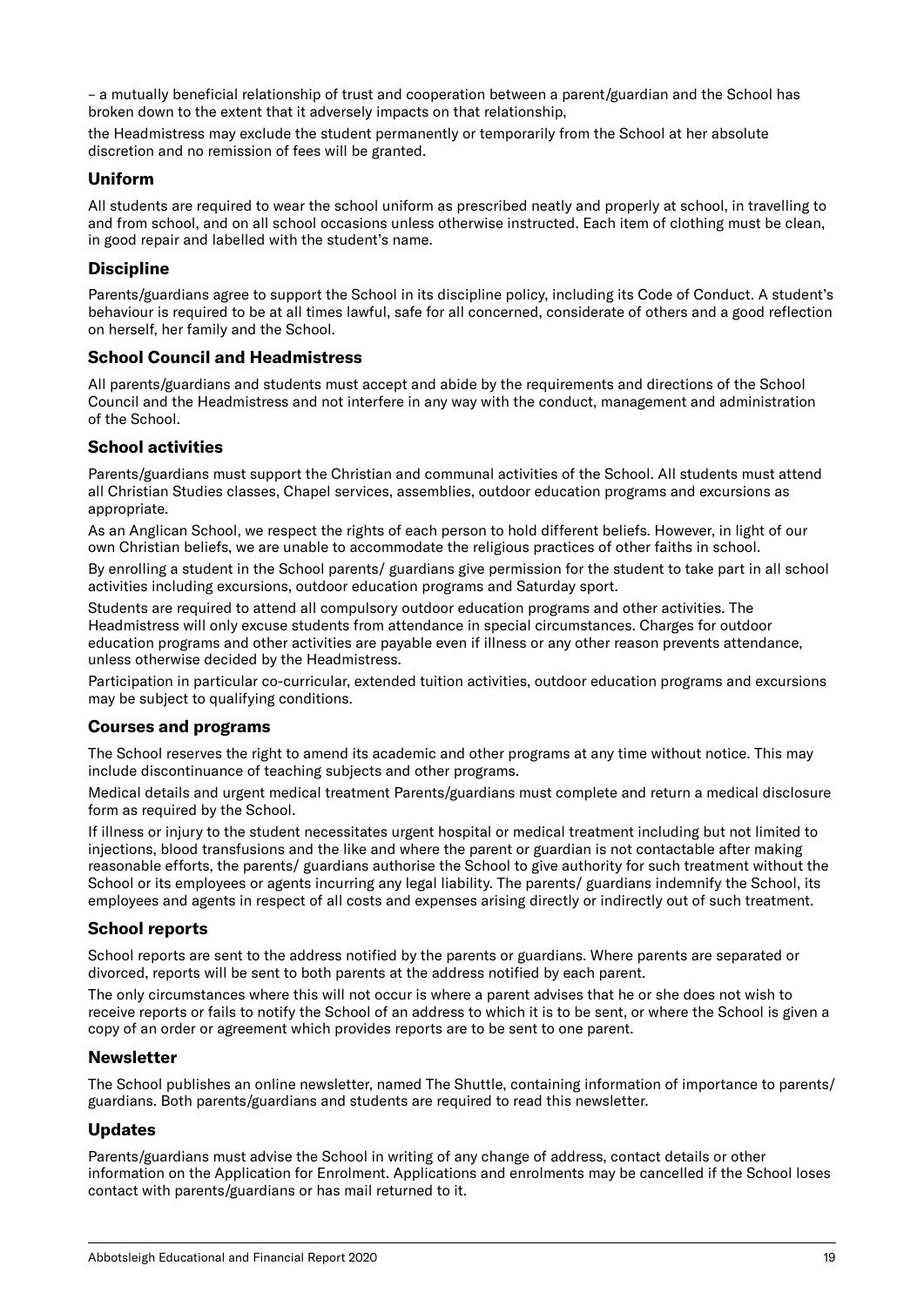– a mutually beneficial relationship of trust and cooperation between a parent/guardian and the School has broken down to the extent that it adversely impacts on that relationship,

the Headmistress may exclude the student permanently or temporarily from the School at her absolute discretion and no remission of fees will be granted.

### Uniform

All students are required to wear the school uniform as prescribed neatly and properly at school, in travelling to and from school, and on all school occasions unless otherwise instructed. Each item of clothing must be clean, in good repair and labelled with the student's name.

### Discipline

Parents/guardians agree to support the School in its discipline policy, including its Code of Conduct. A student's behaviour is required to be at all times lawful, safe for all concerned, considerate of others and a good reflection on herself, her family and the School.

### School Council and Headmistress

All parents/guardians and students must accept and abide by the requirements and directions of the School Council and the Headmistress and not interfere in any way with the conduct, management and administration of the School.

### School activities

Parents/guardians must support the Christian and communal activities of the School. All students must attend all Christian Studies classes, Chapel services, assemblies, outdoor education programs and excursions as appropriate.

As an Anglican School, we respect the rights of each person to hold different beliefs. However, in light of our own Christian beliefs, we are unable to accommodate the religious practices of other faiths in school.

By enrolling a student in the School parents/ guardians give permission for the student to take part in all school activities including excursions, outdoor education programs and Saturday sport.

Students are required to attend all compulsory outdoor education programs and other activities. The Headmistress will only excuse students from attendance in special circumstances. Charges for outdoor education programs and other activities are payable even if illness or any other reason prevents attendance, unless otherwise decided by the Headmistress.

Participation in particular co-curricular, extended tuition activities, outdoor education programs and excursions may be subject to qualifying conditions.

### Courses and programs

The School reserves the right to amend its academic and other programs at any time without notice. This may include discontinuance of teaching subjects and other programs.

Medical details and urgent medical treatment Parents/guardians must complete and return a medical disclosure form as required by the School.

If illness or injury to the student necessitates urgent hospital or medical treatment including but not limited to injections, blood transfusions and the like and where the parent or guardian is not contactable after making reasonable efforts, the parents/ guardians authorise the School to give authority for such treatment without the School or its employees or agents incurring any legal liability. The parents/ guardians indemnify the School, its employees and agents in respect of all costs and expenses arising directly or indirectly out of such treatment.

### School reports

School reports are sent to the address notified by the parents or guardians. Where parents are separated or divorced, reports will be sent to both parents at the address notified by each parent.

The only circumstances where this will not occur is where a parent advises that he or she does not wish to receive reports or fails to notify the School of an address to which it is to be sent, or where the School is given a copy of an order or agreement which provides reports are to be sent to one parent.

### Newsletter

The School publishes an online newsletter, named The Shuttle, containing information of importance to parents/ guardians. Both parents/guardians and students are required to read this newsletter.

### Updates

Parents/guardians must advise the School in writing of any change of address, contact details or other information on the Application for Enrolment. Applications and enrolments may be cancelled if the School loses contact with parents/guardians or has mail returned to it.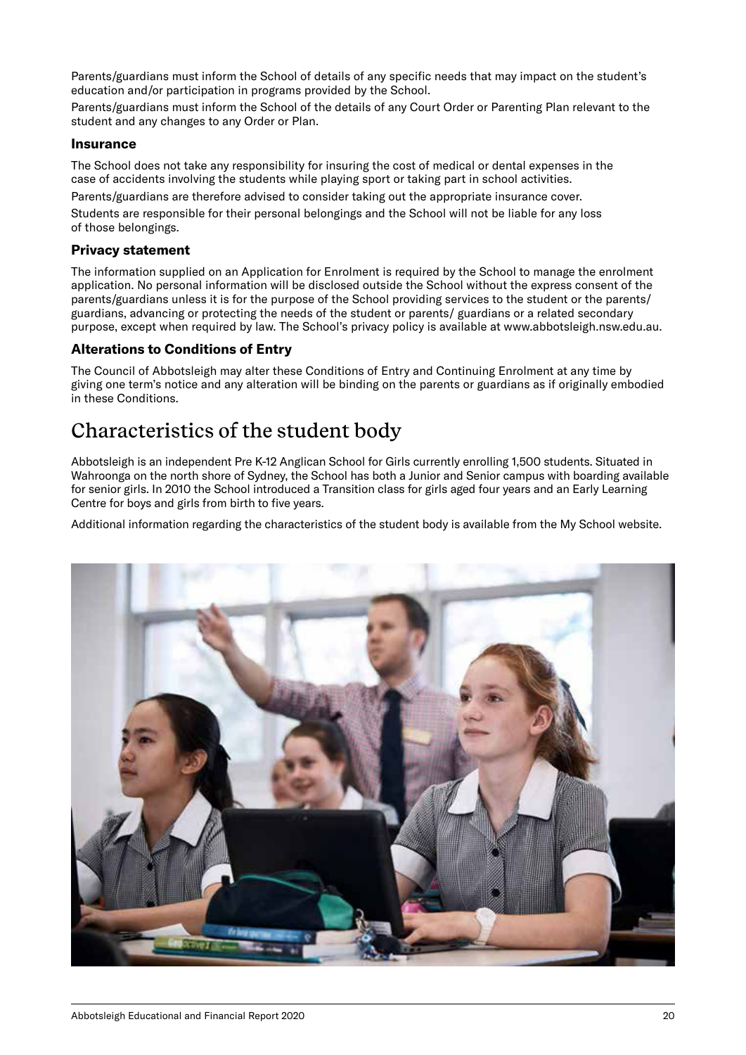Parents/guardians must inform the School of details of any specific needs that may impact on the student's education and/or participation in programs provided by the School.

Parents/guardians must inform the School of the details of any Court Order or Parenting Plan relevant to the student and any changes to any Order or Plan.

### Insurance

The School does not take any responsibility for insuring the cost of medical or dental expenses in the case of accidents involving the students while playing sport or taking part in school activities.

Parents/guardians are therefore advised to consider taking out the appropriate insurance cover.

Students are responsible for their personal belongings and the School will not be liable for any loss of those belongings.

### Privacy statement

The information supplied on an Application for Enrolment is required by the School to manage the enrolment application. No personal information will be disclosed outside the School without the express consent of the parents/guardians unless it is for the purpose of the School providing services to the student or the parents/ guardians, advancing or protecting the needs of the student or parents/ guardians or a related secondary purpose, except when required by law. The School's privacy policy is available at www.abbotsleigh.nsw.edu.au.

### Alterations to Conditions of Entry

The Council of Abbotsleigh may alter these Conditions of Entry and Continuing Enrolment at any time by giving one term's notice and any alteration will be binding on the parents or guardians as if originally embodied in these Conditions.

## Characteristics of the student body

Abbotsleigh is an independent Pre K-12 Anglican School for Girls currently enrolling 1,500 students. Situated in Wahroonga on the north shore of Sydney, the School has both a Junior and Senior campus with boarding available for senior girls. In 2010 the School introduced a Transition class for girls aged four years and an Early Learning Centre for boys and girls from birth to five years.

Additional information regarding the characteristics of the student body is available from the My School website.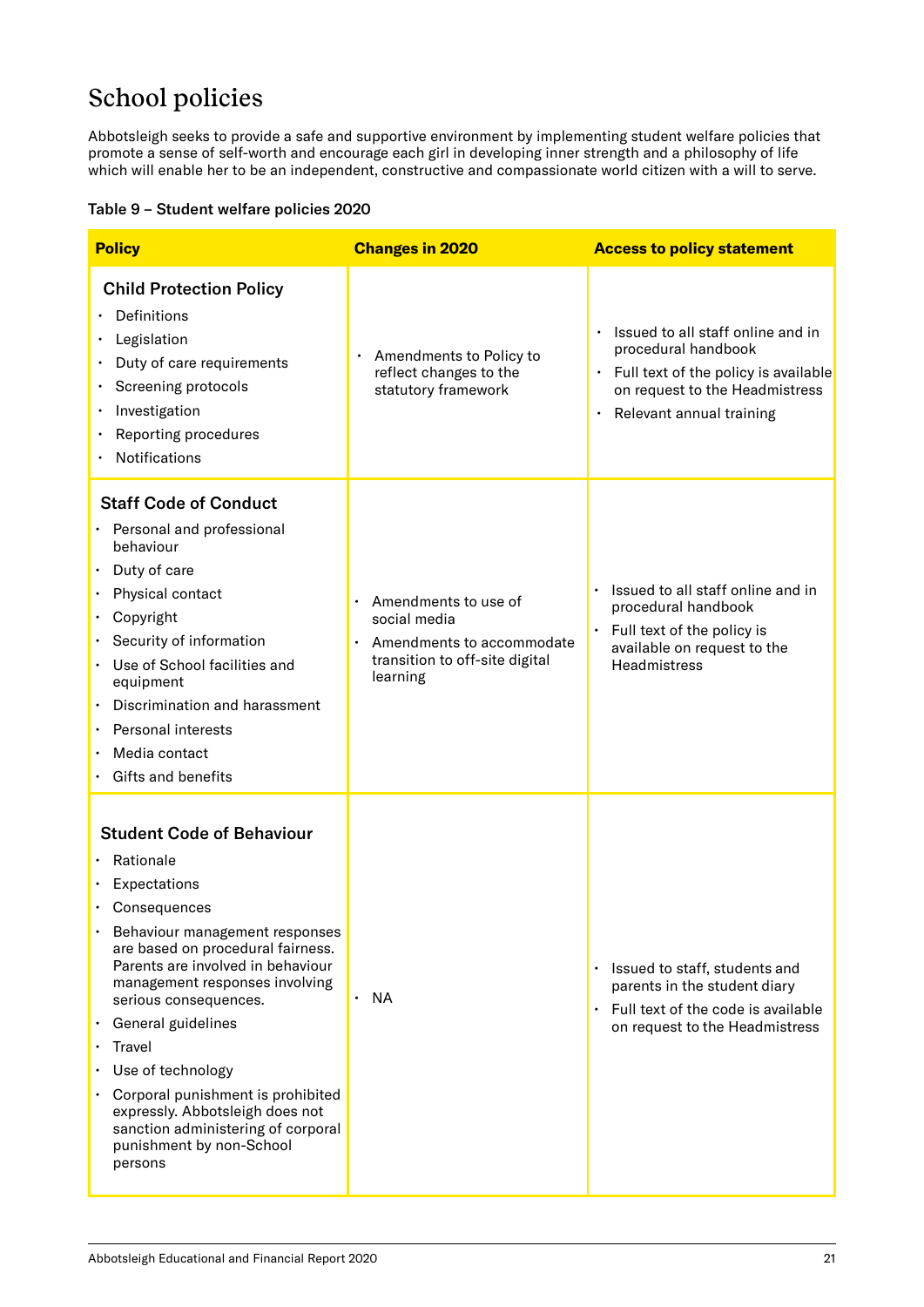# School policies

Abbotsleigh seeks to provide a safe and supportive environment by implementing student welfare policies that promote a sense of self-worth and encourage each girl in developing inner strength and a philosophy of life which will enable her to be an independent, constructive and compassionate world citizen with a will to serve.

**Table 9 – Student welfare policies 2020**

| Policy | Changes in 2020 | Access to policy statement |
|---|---|---|
| **Child Protection Policy**<br>• Definitions<br>• Legislation<br>• Duty of care requirements<br>• Screening protocols<br>• Investigation<br>• Reporting procedures<br>• Notifications | • Amendments to Policy to reflect changes to the statutory framework | • Issued to all staff online and in procedural handbook<br>• Full text of the policy is available on request to the Headmistress<br>• Relevant annual training |
| **Staff Code of Conduct**<br>• Personal and professional behaviour<br>• Duty of care<br>• Physical contact<br>• Copyright<br>• Security of information<br>• Use of School facilities and equipment<br>• Discrimination and harassment<br>• Personal interests<br>• Media contact<br>• Gifts and benefits | • Amendments to use of social media<br>• Amendments to accommodate transition to off-site digital learning | • Issued to all staff online and in procedural handbook<br>• Full text of the policy is available on request to the Headmistress |
| **Student Code of Behaviour**<br>• Rationale<br>• Expectations<br>• Consequences<br>• Behaviour management responses are based on procedural fairness. Parents are involved in behaviour management responses involving serious consequences.<br>• General guidelines<br>• Travel<br>• Use of technology<br>• Corporal punishment is prohibited expressly. Abbotsleigh does not sanction administering of corporal punishment by non-School persons | • NA | • Issued to staff, students and parents in the student diary<br>• Full text of the code is available on request to the Headmistress |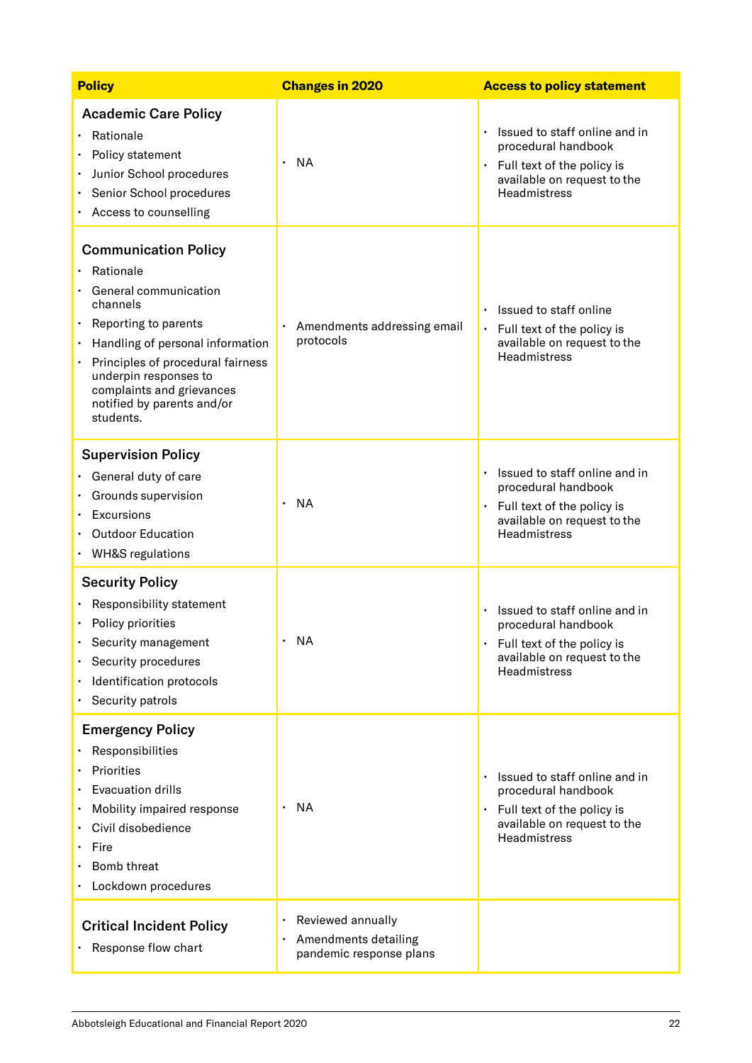| Policy | Changes in 2020 | Access to policy statement |
|---|---|---|
| **Academic Care Policy**<br>• Rationale<br>• Policy statement<br>• Junior School procedures<br>• Senior School procedures<br>• Access to counselling | • NA | • Issued to staff online and in procedural handbook<br>• Full text of the policy is available on request to the Headmistress |
| **Communication Policy**<br>• Rationale<br>• General communication channels<br>• Reporting to parents<br>• Handling of personal information<br>• Principles of procedural fairness underpin responses to complaints and grievances notified by parents and/or students. | • Amendments addressing email protocols | • Issued to staff online<br>• Full text of the policy is available on request to the Headmistress |
| **Supervision Policy**<br>• General duty of care<br>• Grounds supervision<br>• Excursions<br>• Outdoor Education<br>• WH&S regulations | • NA | • Issued to staff online and in procedural handbook<br>• Full text of the policy is available on request to the Headmistress |
| **Security Policy**<br>• Responsibility statement<br>• Policy priorities<br>• Security management<br>• Security procedures<br>• Identification protocols<br>• Security patrols | • NA | • Issued to staff online and in procedural handbook<br>• Full text of the policy is available on request to the Headmistress |
| **Emergency Policy**<br>• Responsibilities<br>• Priorities<br>• Evacuation drills<br>• Mobility impaired response<br>• Civil disobedience<br>• Fire<br>• Bomb threat<br>• Lockdown procedures | • NA | • Issued to staff online and in procedural handbook<br>• Full text of the policy is available on request to the Headmistress |
| **Critical Incident Policy**<br>• Response flow chart | • Reviewed annually<br>• Amendments detailing pandemic response plans | |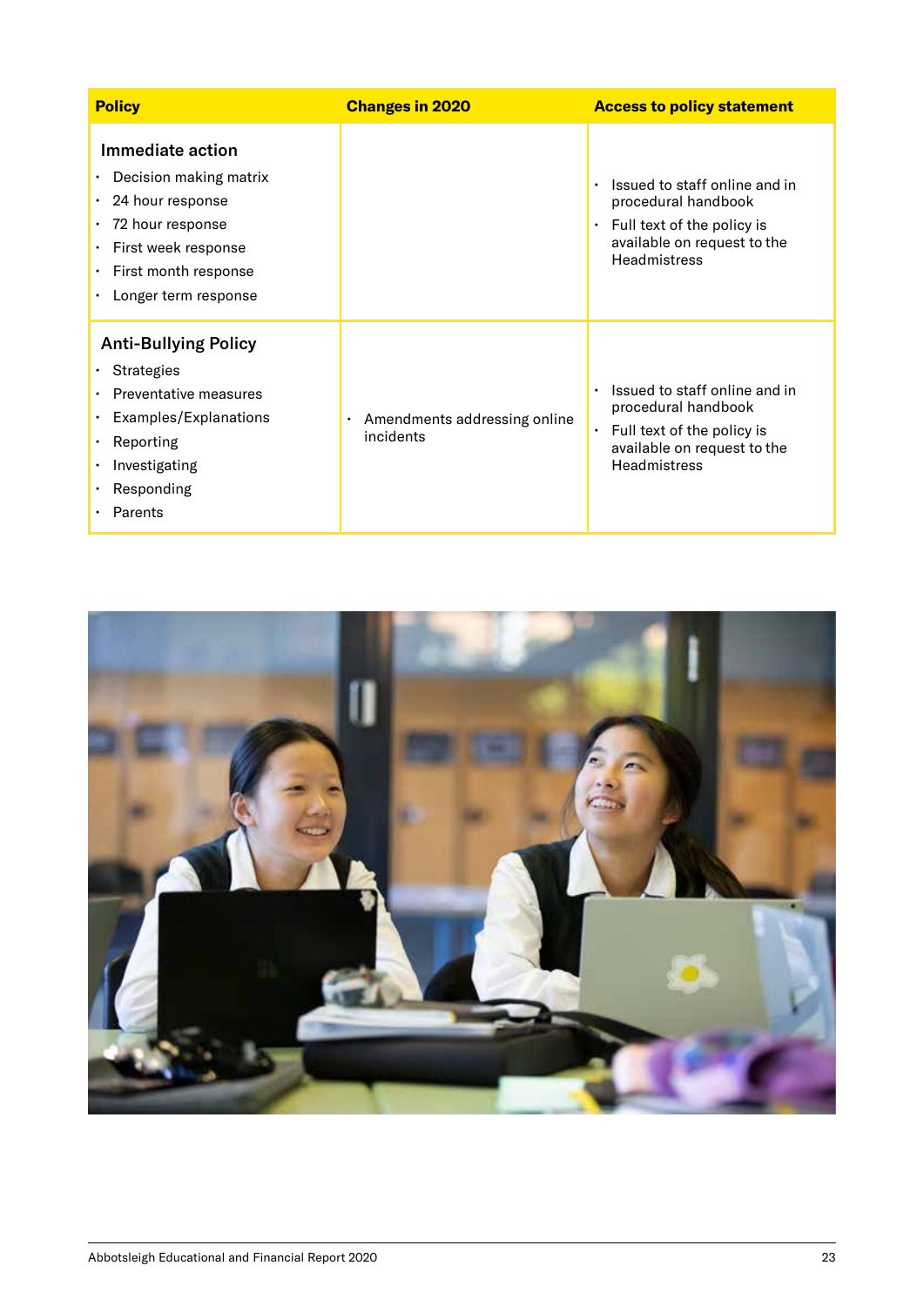| Policy | Changes in 2020 | Access to policy statement |
|---|---|---|
| **Immediate action**<br>• Decision making matrix<br>• 24 hour response<br>• 72 hour response<br>• First week response<br>• First month response<br>• Longer term response | | • Issued to staff online and in procedural handbook<br>• Full text of the policy is available on request to the Headmistress |
| **Anti-Bullying Policy**<br>• Strategies<br>• Preventative measures<br>• Examples/Explanations<br>• Reporting<br>• Investigating<br>• Responding<br>• Parents | • Amendments addressing online incidents | • Issued to staff online and in procedural handbook<br>• Full text of the policy is available on request to the Headmistress |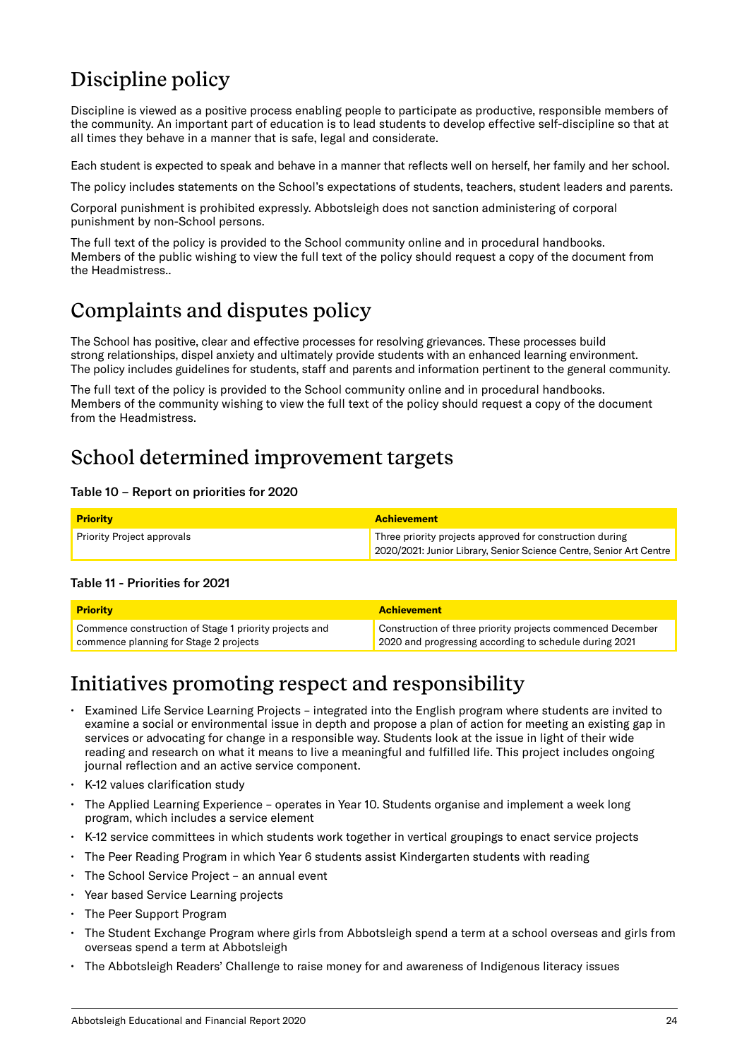# Discipline policy

Discipline is viewed as a positive process enabling people to participate as productive, responsible members of the community. An important part of education is to lead students to develop effective self-discipline so that at all times they behave in a manner that is safe, legal and considerate.

Each student is expected to speak and behave in a manner that reflects well on herself, her family and her school.

The policy includes statements on the School's expectations of students, teachers, student leaders and parents.

Corporal punishment is prohibited expressly. Abbotsleigh does not sanction administering of corporal punishment by non-School persons.

The full text of the policy is provided to the School community online and in procedural handbooks. Members of the public wishing to view the full text of the policy should request a copy of the document from the Headmistress..

# Complaints and disputes policy

The School has positive, clear and effective processes for resolving grievances. These processes build strong relationships, dispel anxiety and ultimately provide students with an enhanced learning environment. The policy includes guidelines for students, staff and parents and information pertinent to the general community.

The full text of the policy is provided to the School community online and in procedural handbooks. Members of the community wishing to view the full text of the policy should request a copy of the document from the Headmistress.

# School determined improvement targets

**Table 10 – Report on priorities for 2020**

| Priority | Achievement |
| --- | --- |
| Priority Project approvals | Three priority projects approved for construction during 2020/2021: Junior Library, Senior Science Centre, Senior Art Centre |

**Table 11 - Priorities for 2021**

| Priority | Achievement |
| --- | --- |
| Commence construction of Stage 1 priority projects and commence planning for Stage 2 projects | Construction of three priority projects commenced December 2020 and progressing according to schedule during 2021 |

# Initiatives promoting respect and responsibility

- Examined Life Service Learning Projects – integrated into the English program where students are invited to examine a social or environmental issue in depth and propose a plan of action for meeting an existing gap in services or advocating for change in a responsible way. Students look at the issue in light of their wide reading and research on what it means to live a meaningful and fulfilled life. This project includes ongoing journal reflection and an active service component.
- K-12 values clarification study
- The Applied Learning Experience – operates in Year 10. Students organise and implement a week long program, which includes a service element
- K-12 service committees in which students work together in vertical groupings to enact service projects
- The Peer Reading Program in which Year 6 students assist Kindergarten students with reading
- The School Service Project – an annual event
- Year based Service Learning projects
- The Peer Support Program
- The Student Exchange Program where girls from Abbotsleigh spend a term at a school overseas and girls from overseas spend a term at Abbotsleigh
- The Abbotsleigh Readers' Challenge to raise money for and awareness of Indigenous literacy issues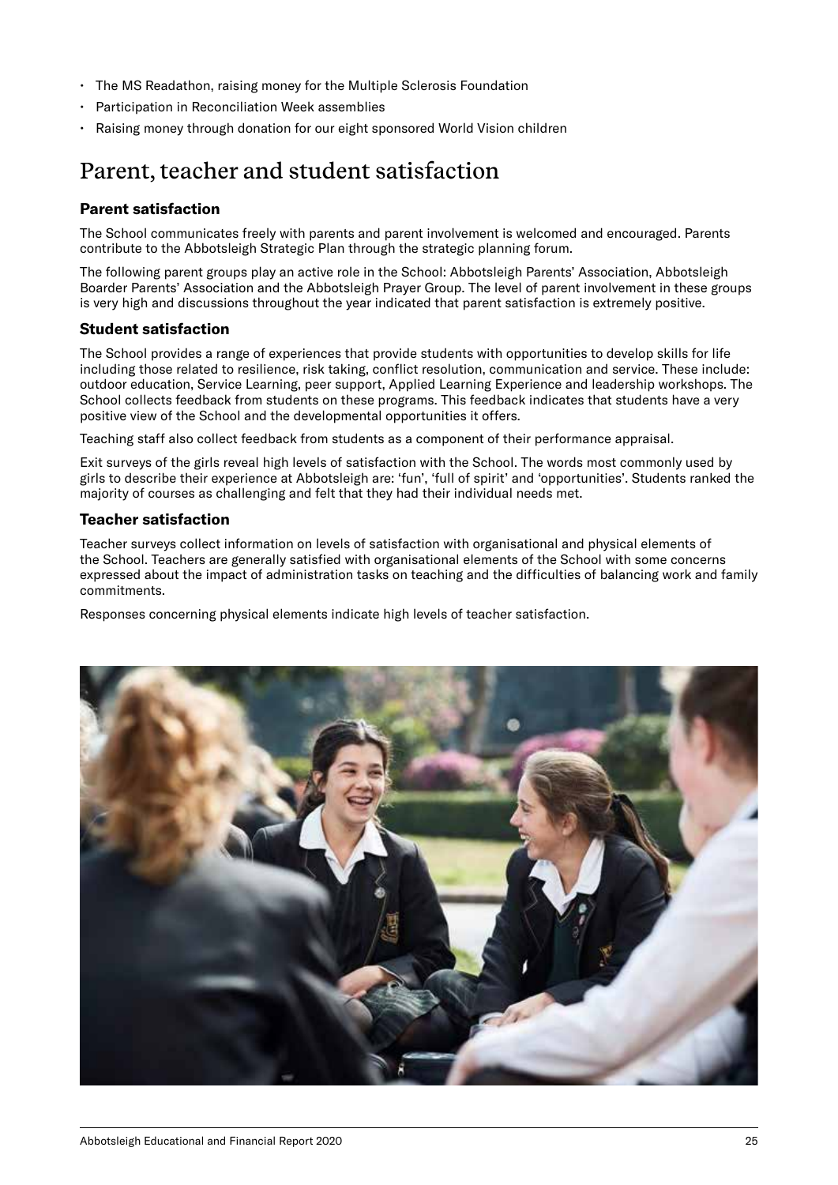- The MS Readathon, raising money for the Multiple Sclerosis Foundation
- Participation in Reconciliation Week assemblies
- Raising money through donation for our eight sponsored World Vision children

## Parent, teacher and student satisfaction

### Parent satisfaction

The School communicates freely with parents and parent involvement is welcomed and encouraged. Parents contribute to the Abbotsleigh Strategic Plan through the strategic planning forum.

The following parent groups play an active role in the School: Abbotsleigh Parents' Association, Abbotsleigh Boarder Parents' Association and the Abbotsleigh Prayer Group. The level of parent involvement in these groups is very high and discussions throughout the year indicated that parent satisfaction is extremely positive.

### Student satisfaction

The School provides a range of experiences that provide students with opportunities to develop skills for life including those related to resilience, risk taking, conflict resolution, communication and service. These include: outdoor education, Service Learning, peer support, Applied Learning Experience and leadership workshops. The School collects feedback from students on these programs. This feedback indicates that students have a very positive view of the School and the developmental opportunities it offers.

Teaching staff also collect feedback from students as a component of their performance appraisal.

Exit surveys of the girls reveal high levels of satisfaction with the School. The words most commonly used by girls to describe their experience at Abbotsleigh are: 'fun', 'full of spirit' and 'opportunities'. Students ranked the majority of courses as challenging and felt that they had their individual needs met.

### Teacher satisfaction

Teacher surveys collect information on levels of satisfaction with organisational and physical elements of the School. Teachers are generally satisfied with organisational elements of the School with some concerns expressed about the impact of administration tasks on teaching and the difficulties of balancing work and family commitments.

Responses concerning physical elements indicate high levels of teacher satisfaction.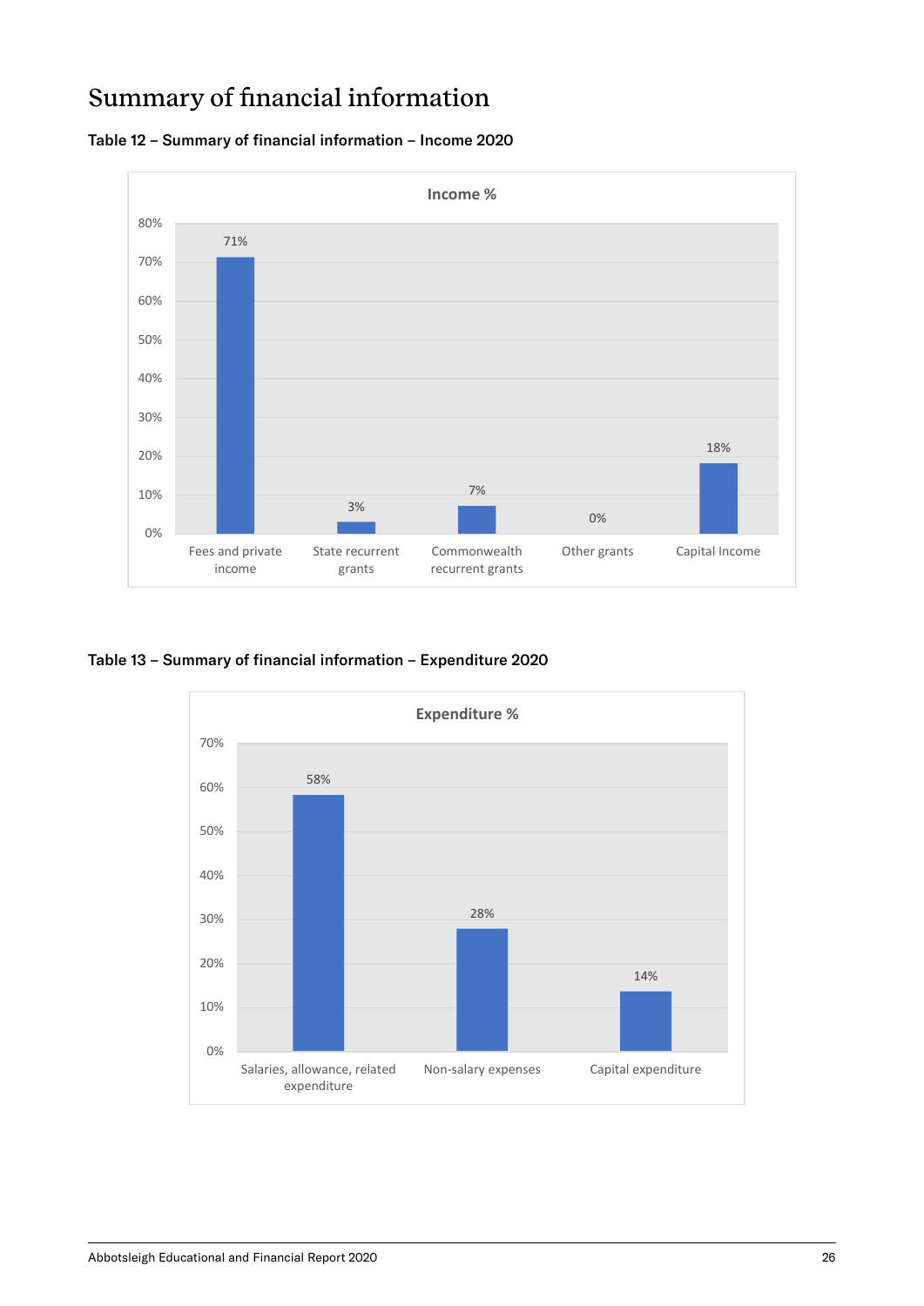# Summary of financial information

**Table 12 – Summary of financial information – Income 2020**

Income %

| Category | Income % |
|---|---|
| Fees and private income | 71% |
| State recurrent grants | 3% |
| Commonwealth recurrent grants | 7% |
| Other grants | 0% |
| Capital Income | 18% |

**Table 13 – Summary of financial information – Expenditure 2020**

Expenditure %

| Category | Expenditure % |
|---|---|
| Salaries, allowance, related expenditure | 58% |
| Non-salary expenses | 28% |
| Capital expenditure | 14% |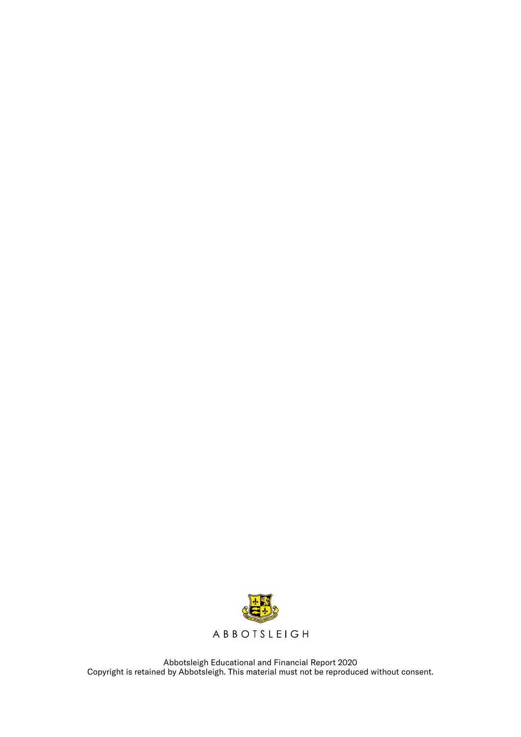ABBOTSLEIGH

Abbotsleigh Educational and Financial Report 2020
Copyright is retained by Abbotsleigh. This material must not be reproduced without consent.